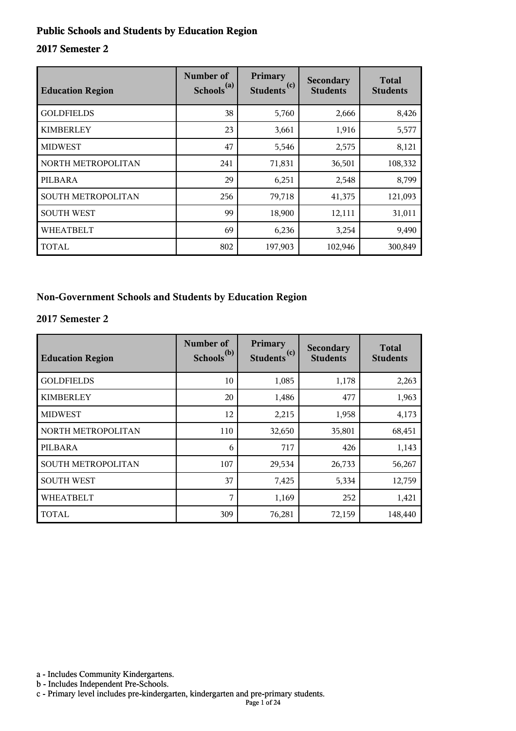## Public Schools and Students by Education Region

### 2017 Semester 2

| Education Region | Number of Schools[a] | Primary Students[c] | Secondary Students | Total Students |
|---|---|---|---|---|
| GOLDFIELDS | 38 | 5,760 | 2,666 | 8,426 |
| KIMBERLEY | 23 | 3,661 | 1,916 | 5,577 |
| MIDWEST | 47 | 5,546 | 2,575 | 8,121 |
| NORTH METROPOLITAN | 241 | 71,831 | 36,501 | 108,332 |
| PILBARA | 29 | 6,251 | 2,548 | 8,799 |
| SOUTH METROPOLITAN | 256 | 79,718 | 41,375 | 121,093 |
| SOUTH WEST | 99 | 18,900 | 12,111 | 31,011 |
| WHEATBELT | 69 | 6,236 | 3,254 | 9,490 |
| TOTAL | 802 | 197,903 | 102,946 | 300,849 |

## Non-Government Schools and Students by Education Region

### 2017 Semester 2

| Education Region | Number of Schools[b] | Primary Students[c] | Secondary Students | Total Students |
|---|---|---|---|---|
| GOLDFIELDS | 10 | 1,085 | 1,178 | 2,263 |
| KIMBERLEY | 20 | 1,486 | 477 | 1,963 |
| MIDWEST | 12 | 2,215 | 1,958 | 4,173 |
| NORTH METROPOLITAN | 110 | 32,650 | 35,801 | 68,451 |
| PILBARA | 6 | 717 | 426 | 1,143 |
| SOUTH METROPOLITAN | 107 | 29,534 | 26,733 | 56,267 |
| SOUTH WEST | 37 | 7,425 | 5,334 | 12,759 |
| WHEATBELT | 7 | 1,169 | 252 | 1,421 |
| TOTAL | 309 | 76,281 | 72,159 | 148,440 |

a - Includes Community Kindergartens.
b - Includes Independent Pre-Schools.
c - Primary level includes pre-kindergarten, kindergarten and pre-primary students.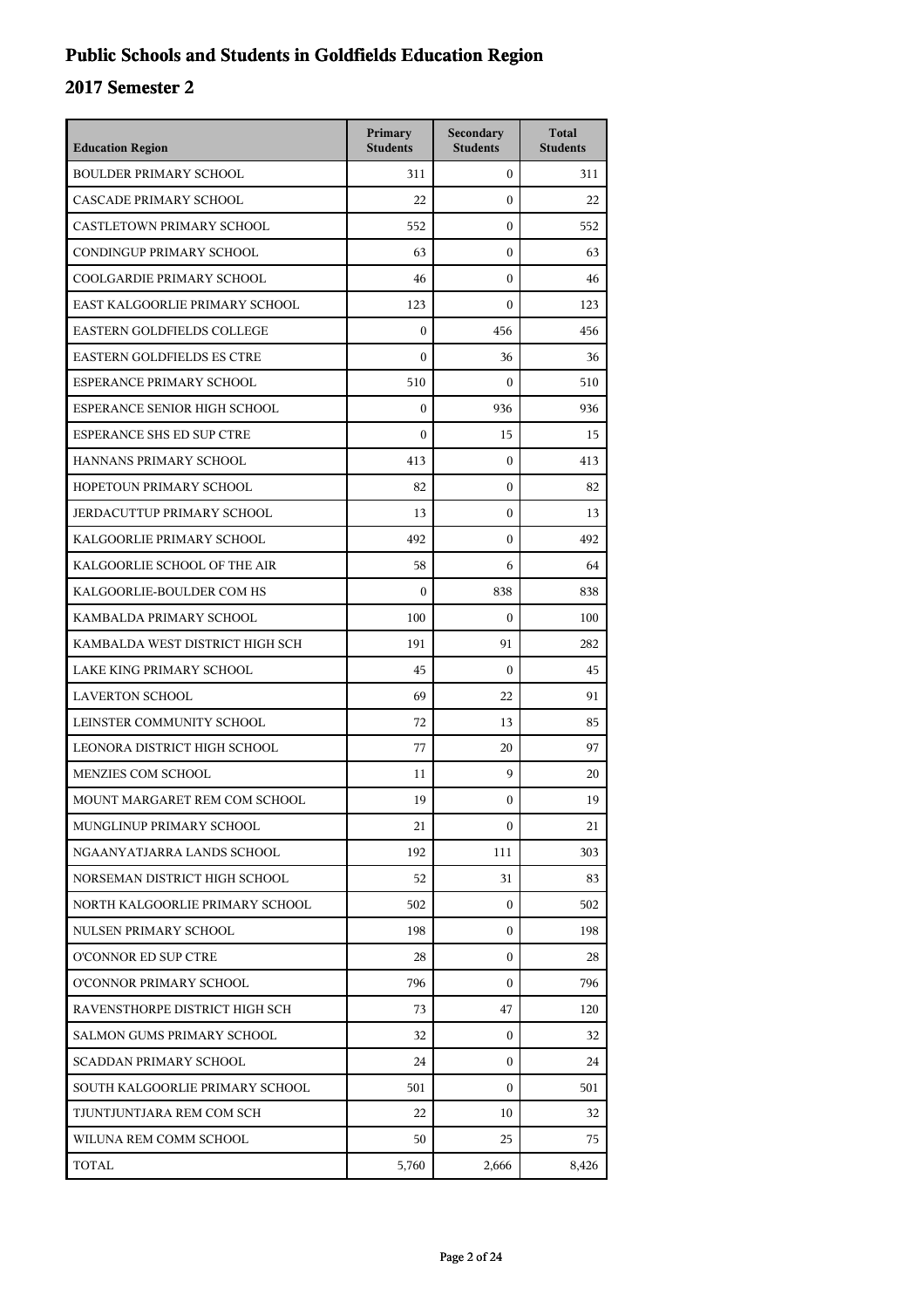# Public Schools and Students in Goldfields Education Region

## 2017 Semester 2

| Education Region | Primary Students | Secondary Students | Total Students |
|---|---|---|---|
| BOULDER PRIMARY SCHOOL | 311 | 0 | 311 |
| CASCADE PRIMARY SCHOOL | 22 | 0 | 22 |
| CASTLETOWN PRIMARY SCHOOL | 552 | 0 | 552 |
| CONDINGUP PRIMARY SCHOOL | 63 | 0 | 63 |
| COOLGARDIE PRIMARY SCHOOL | 46 | 0 | 46 |
| EAST KALGOORLIE PRIMARY SCHOOL | 123 | 0 | 123 |
| EASTERN GOLDFIELDS COLLEGE | 0 | 456 | 456 |
| EASTERN GOLDFIELDS ES CTRE | 0 | 36 | 36 |
| ESPERANCE PRIMARY SCHOOL | 510 | 0 | 510 |
| ESPERANCE SENIOR HIGH SCHOOL | 0 | 936 | 936 |
| ESPERANCE SHS ED SUP CTRE | 0 | 15 | 15 |
| HANNANS PRIMARY SCHOOL | 413 | 0 | 413 |
| HOPETOUN PRIMARY SCHOOL | 82 | 0 | 82 |
| JERDACUTTUP PRIMARY SCHOOL | 13 | 0 | 13 |
| KALGOORLIE PRIMARY SCHOOL | 492 | 0 | 492 |
| KALGOORLIE SCHOOL OF THE AIR | 58 | 6 | 64 |
| KALGOORLIE-BOULDER COM HS | 0 | 838 | 838 |
| KAMBALDA PRIMARY SCHOOL | 100 | 0 | 100 |
| KAMBALDA WEST DISTRICT HIGH SCH | 191 | 91 | 282 |
| LAKE KING PRIMARY SCHOOL | 45 | 0 | 45 |
| LAVERTON SCHOOL | 69 | 22 | 91 |
| LEINSTER COMMUNITY SCHOOL | 72 | 13 | 85 |
| LEONORA DISTRICT HIGH SCHOOL | 77 | 20 | 97 |
| MENZIES COM SCHOOL | 11 | 9 | 20 |
| MOUNT MARGARET REM COM SCHOOL | 19 | 0 | 19 |
| MUNGLINUP PRIMARY SCHOOL | 21 | 0 | 21 |
| NGAANYATJARRA LANDS SCHOOL | 192 | 111 | 303 |
| NORSEMAN DISTRICT HIGH SCHOOL | 52 | 31 | 83 |
| NORTH KALGOORLIE PRIMARY SCHOOL | 502 | 0 | 502 |
| NULSEN PRIMARY SCHOOL | 198 | 0 | 198 |
| O'CONNOR ED SUP CTRE | 28 | 0 | 28 |
| O'CONNOR PRIMARY SCHOOL | 796 | 0 | 796 |
| RAVENSTHORPE DISTRICT HIGH SCH | 73 | 47 | 120 |
| SALMON GUMS PRIMARY SCHOOL | 32 | 0 | 32 |
| SCADDAN PRIMARY SCHOOL | 24 | 0 | 24 |
| SOUTH KALGOORLIE PRIMARY SCHOOL | 501 | 0 | 501 |
| TJUNTJUNTJARA REM COM SCH | 22 | 10 | 32 |
| WILUNA REM COMM SCHOOL | 50 | 25 | 75 |
| TOTAL | 5,760 | 2,666 | 8,426 |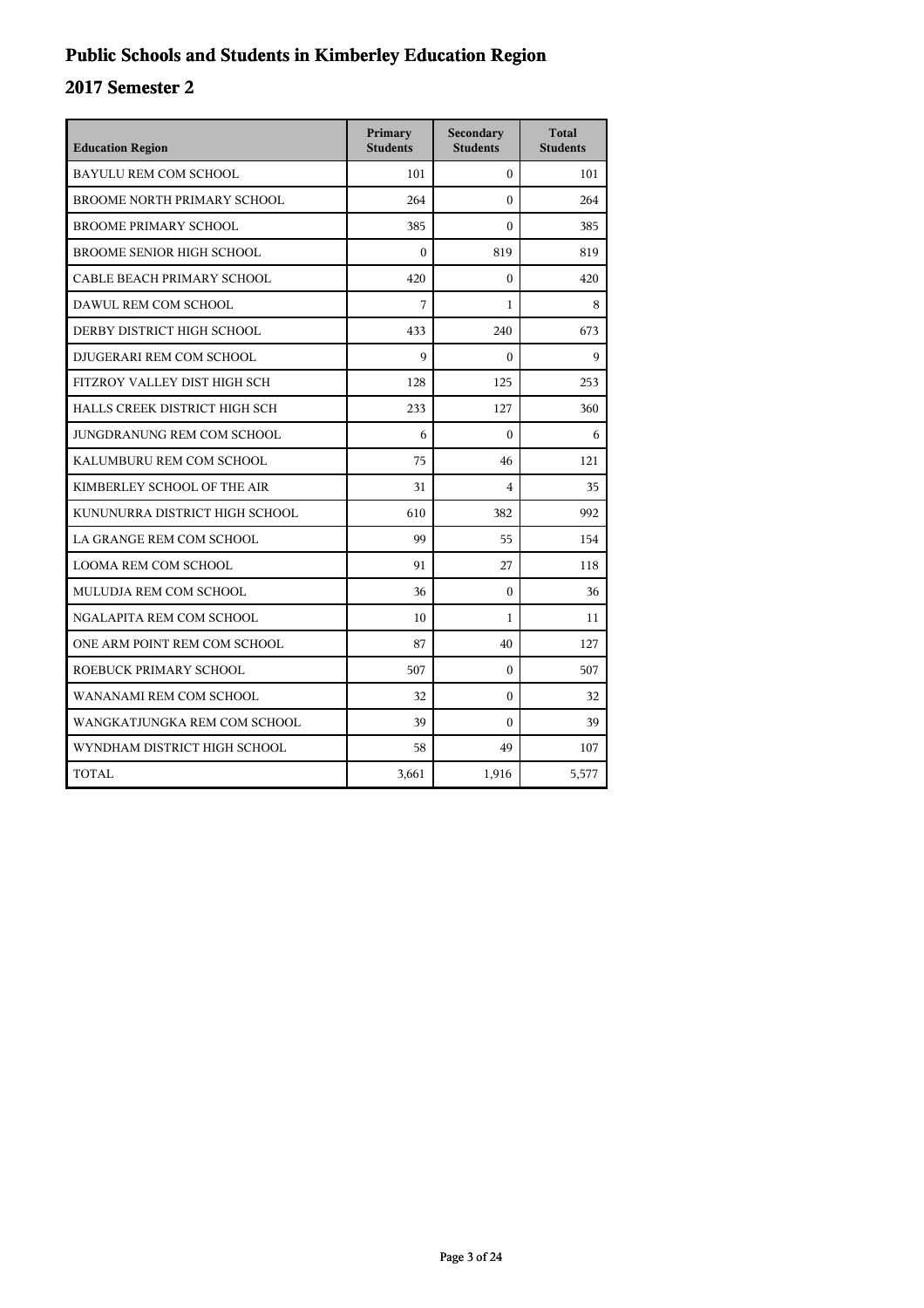# Public Schools and Students in Kimberley Education Region

## 2017 Semester 2

| Education Region | Primary Students | Secondary Students | Total Students |
|---|---|---|---|
| BAYULU REM COM SCHOOL | 101 | 0 | 101 |
| BROOME NORTH PRIMARY SCHOOL | 264 | 0 | 264 |
| BROOME PRIMARY SCHOOL | 385 | 0 | 385 |
| BROOME SENIOR HIGH SCHOOL | 0 | 819 | 819 |
| CABLE BEACH PRIMARY SCHOOL | 420 | 0 | 420 |
| DAWUL REM COM SCHOOL | 7 | 1 | 8 |
| DERBY DISTRICT HIGH SCHOOL | 433 | 240 | 673 |
| DJUGERARI REM COM SCHOOL | 9 | 0 | 9 |
| FITZROY VALLEY DIST HIGH SCH | 128 | 125 | 253 |
| HALLS CREEK DISTRICT HIGH SCH | 233 | 127 | 360 |
| JUNGDRANUNG REM COM SCHOOL | 6 | 0 | 6 |
| KALUMBURU REM COM SCHOOL | 75 | 46 | 121 |
| KIMBERLEY SCHOOL OF THE AIR | 31 | 4 | 35 |
| KUNUNURRA DISTRICT HIGH SCHOOL | 610 | 382 | 992 |
| LA GRANGE REM COM SCHOOL | 99 | 55 | 154 |
| LOOMA REM COM SCHOOL | 91 | 27 | 118 |
| MULUDJA REM COM SCHOOL | 36 | 0 | 36 |
| NGALAPITA REM COM SCHOOL | 10 | 1 | 11 |
| ONE ARM POINT REM COM SCHOOL | 87 | 40 | 127 |
| ROEBUCK PRIMARY SCHOOL | 507 | 0 | 507 |
| WANANAMI REM COM SCHOOL | 32 | 0 | 32 |
| WANGKATJUNGKA REM COM SCHOOL | 39 | 0 | 39 |
| WYNDHAM DISTRICT HIGH SCHOOL | 58 | 49 | 107 |
| TOTAL | 3,661 | 1,916 | 5,577 |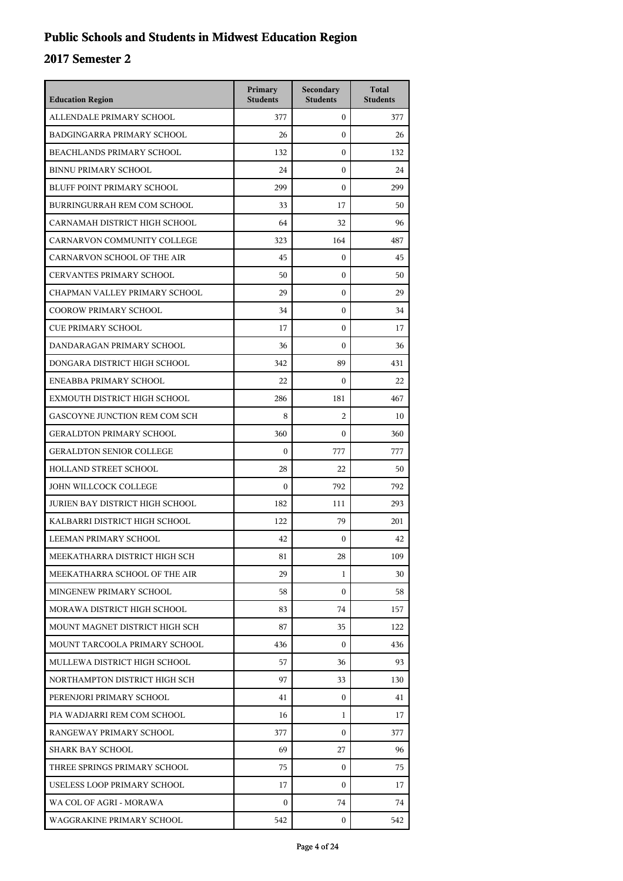# Public Schools and Students in Midwest Education Region

## 2017 Semester 2

| Education Region | Primary Students | Secondary Students | Total Students |
|---|---|---|---|
| ALLENDALE PRIMARY SCHOOL | 377 | 0 | 377 |
| BADGINGARRA PRIMARY SCHOOL | 26 | 0 | 26 |
| BEACHLANDS PRIMARY SCHOOL | 132 | 0 | 132 |
| BINNU PRIMARY SCHOOL | 24 | 0 | 24 |
| BLUFF POINT PRIMARY SCHOOL | 299 | 0 | 299 |
| BURRINGURRAH REM COM SCHOOL | 33 | 17 | 50 |
| CARNAMAH DISTRICT HIGH SCHOOL | 64 | 32 | 96 |
| CARNARVON COMMUNITY COLLEGE | 323 | 164 | 487 |
| CARNARVON SCHOOL OF THE AIR | 45 | 0 | 45 |
| CERVANTES PRIMARY SCHOOL | 50 | 0 | 50 |
| CHAPMAN VALLEY PRIMARY SCHOOL | 29 | 0 | 29 |
| COOROW PRIMARY SCHOOL | 34 | 0 | 34 |
| CUE PRIMARY SCHOOL | 17 | 0 | 17 |
| DANDARAGAN PRIMARY SCHOOL | 36 | 0 | 36 |
| DONGARA DISTRICT HIGH SCHOOL | 342 | 89 | 431 |
| ENEABBA PRIMARY SCHOOL | 22 | 0 | 22 |
| EXMOUTH DISTRICT HIGH SCHOOL | 286 | 181 | 467 |
| GASCOYNE JUNCTION REM COM SCH | 8 | 2 | 10 |
| GERALDTON PRIMARY SCHOOL | 360 | 0 | 360 |
| GERALDTON SENIOR COLLEGE | 0 | 777 | 777 |
| HOLLAND STREET SCHOOL | 28 | 22 | 50 |
| JOHN WILLCOCK COLLEGE | 0 | 792 | 792 |
| JURIEN BAY DISTRICT HIGH SCHOOL | 182 | 111 | 293 |
| KALBARRI DISTRICT HIGH SCHOOL | 122 | 79 | 201 |
| LEEMAN PRIMARY SCHOOL | 42 | 0 | 42 |
| MEEKATHARRA DISTRICT HIGH SCH | 81 | 28 | 109 |
| MEEKATHARRA SCHOOL OF THE AIR | 29 | 1 | 30 |
| MINGENEW PRIMARY SCHOOL | 58 | 0 | 58 |
| MORAWA DISTRICT HIGH SCHOOL | 83 | 74 | 157 |
| MOUNT MAGNET DISTRICT HIGH SCH | 87 | 35 | 122 |
| MOUNT TARCOOLA PRIMARY SCHOOL | 436 | 0 | 436 |
| MULLEWA DISTRICT HIGH SCHOOL | 57 | 36 | 93 |
| NORTHAMPTON DISTRICT HIGH SCH | 97 | 33 | 130 |
| PERENJORI PRIMARY SCHOOL | 41 | 0 | 41 |
| PIA WADJARRI REM COM SCHOOL | 16 | 1 | 17 |
| RANGEWAY PRIMARY SCHOOL | 377 | 0 | 377 |
| SHARK BAY SCHOOL | 69 | 27 | 96 |
| THREE SPRINGS PRIMARY SCHOOL | 75 | 0 | 75 |
| USELESS LOOP PRIMARY SCHOOL | 17 | 0 | 17 |
| WA COL OF AGRI - MORAWA | 0 | 74 | 74 |
| WAGGRAKINE PRIMARY SCHOOL | 542 | 0 | 542 |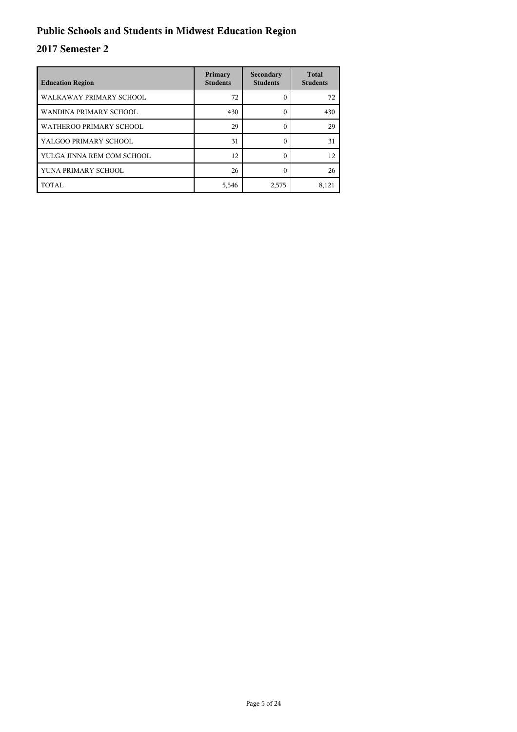# Public Schools and Students in Midwest Education Region

## 2017 Semester 2

| Education Region | Primary Students | Secondary Students | Total Students |
|---|---|---|---|
| WALKAWAY PRIMARY SCHOOL | 72 | 0 | 72 |
| WANDINA PRIMARY SCHOOL | 430 | 0 | 430 |
| WATHEROO PRIMARY SCHOOL | 29 | 0 | 29 |
| YALGOO PRIMARY SCHOOL | 31 | 0 | 31 |
| YULGA JINNA REM COM SCHOOL | 12 | 0 | 12 |
| YUNA PRIMARY SCHOOL | 26 | 0 | 26 |
| TOTAL | 5,546 | 2,575 | 8,121 |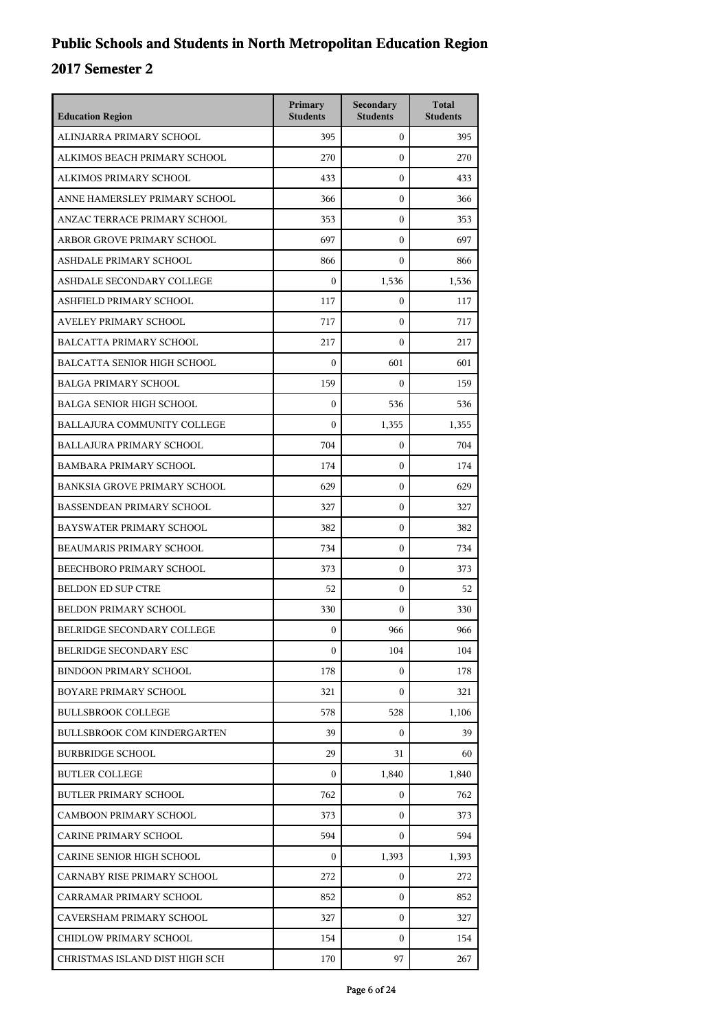# Public Schools and Students in North Metropolitan Education Region

## 2017 Semester 2

| Education Region | Primary Students | Secondary Students | Total Students |
|---|---|---|---|
| ALINJARRA PRIMARY SCHOOL | 395 | 0 | 395 |
| ALKIMOS BEACH PRIMARY SCHOOL | 270 | 0 | 270 |
| ALKIMOS PRIMARY SCHOOL | 433 | 0 | 433 |
| ANNE HAMERSLEY PRIMARY SCHOOL | 366 | 0 | 366 |
| ANZAC TERRACE PRIMARY SCHOOL | 353 | 0 | 353 |
| ARBOR GROVE PRIMARY SCHOOL | 697 | 0 | 697 |
| ASHDALE PRIMARY SCHOOL | 866 | 0 | 866 |
| ASHDALE SECONDARY COLLEGE | 0 | 1,536 | 1,536 |
| ASHFIELD PRIMARY SCHOOL | 117 | 0 | 117 |
| AVELEY PRIMARY SCHOOL | 717 | 0 | 717 |
| BALCATTA PRIMARY SCHOOL | 217 | 0 | 217 |
| BALCATTA SENIOR HIGH SCHOOL | 0 | 601 | 601 |
| BALGA PRIMARY SCHOOL | 159 | 0 | 159 |
| BALGA SENIOR HIGH SCHOOL | 0 | 536 | 536 |
| BALLAJURA COMMUNITY COLLEGE | 0 | 1,355 | 1,355 |
| BALLAJURA PRIMARY SCHOOL | 704 | 0 | 704 |
| BAMBARA PRIMARY SCHOOL | 174 | 0 | 174 |
| BANKSIA GROVE PRIMARY SCHOOL | 629 | 0 | 629 |
| BASSENDEAN PRIMARY SCHOOL | 327 | 0 | 327 |
| BAYSWATER PRIMARY SCHOOL | 382 | 0 | 382 |
| BEAUMARIS PRIMARY SCHOOL | 734 | 0 | 734 |
| BEECHBORO PRIMARY SCHOOL | 373 | 0 | 373 |
| BELDON ED SUP CTRE | 52 | 0 | 52 |
| BELDON PRIMARY SCHOOL | 330 | 0 | 330 |
| BELRIDGE SECONDARY COLLEGE | 0 | 966 | 966 |
| BELRIDGE SECONDARY ESC | 0 | 104 | 104 |
| BINDOON PRIMARY SCHOOL | 178 | 0 | 178 |
| BOYARE PRIMARY SCHOOL | 321 | 0 | 321 |
| BULLSBROOK COLLEGE | 578 | 528 | 1,106 |
| BULLSBROOK COM KINDERGARTEN | 39 | 0 | 39 |
| BURBRIDGE SCHOOL | 29 | 31 | 60 |
| BUTLER COLLEGE | 0 | 1,840 | 1,840 |
| BUTLER PRIMARY SCHOOL | 762 | 0 | 762 |
| CAMBOON PRIMARY SCHOOL | 373 | 0 | 373 |
| CARINE PRIMARY SCHOOL | 594 | 0 | 594 |
| CARINE SENIOR HIGH SCHOOL | 0 | 1,393 | 1,393 |
| CARNABY RISE PRIMARY SCHOOL | 272 | 0 | 272 |
| CARRAMAR PRIMARY SCHOOL | 852 | 0 | 852 |
| CAVERSHAM PRIMARY SCHOOL | 327 | 0 | 327 |
| CHIDLOW PRIMARY SCHOOL | 154 | 0 | 154 |
| CHRISTMAS ISLAND DIST HIGH SCH | 170 | 97 | 267 |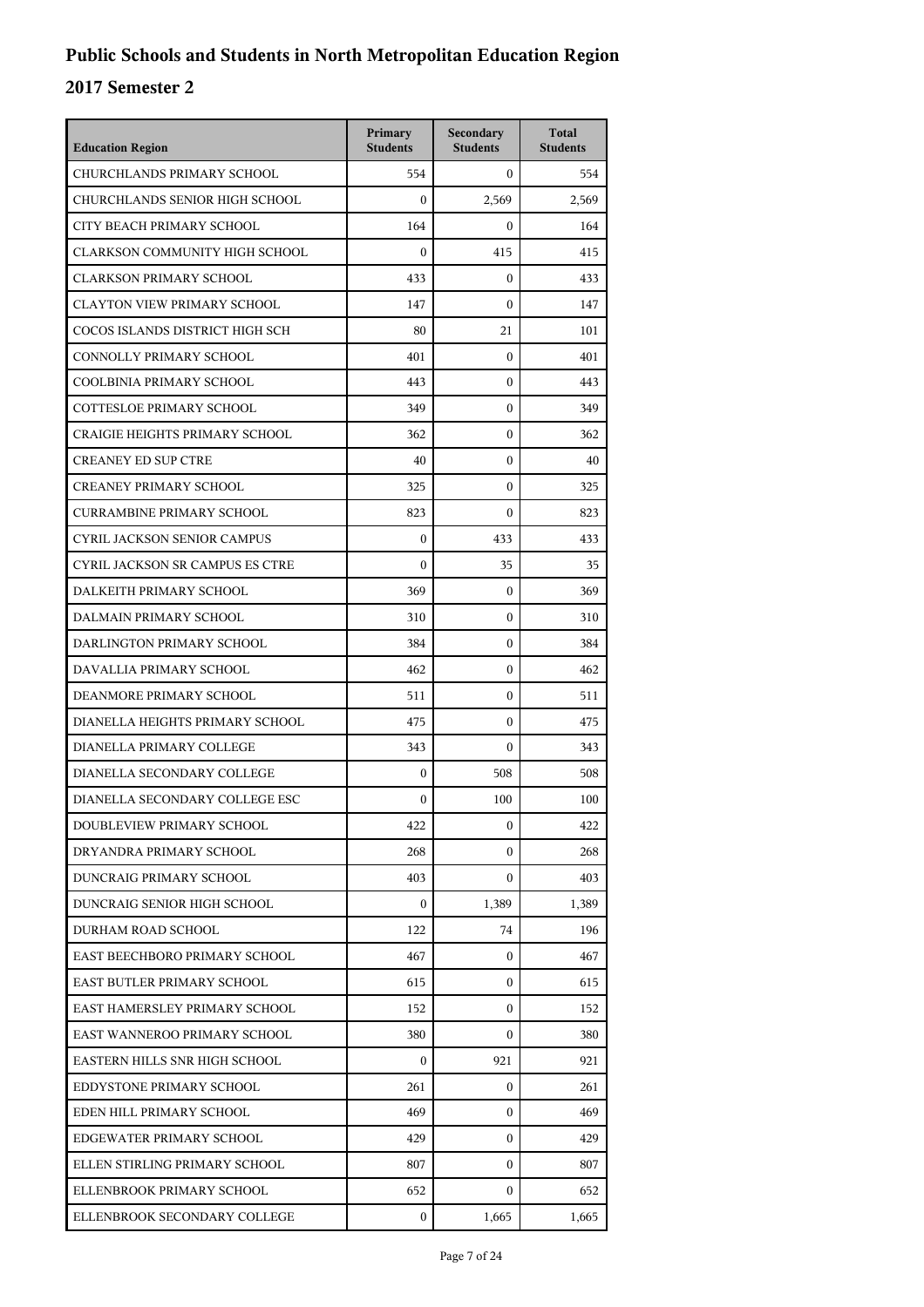# Public Schools and Students in North Metropolitan Education Region

## 2017 Semester 2

| Education Region | Primary Students | Secondary Students | Total Students |
| --- | --- | --- | --- |
| CHURCHLANDS PRIMARY SCHOOL | 554 | 0 | 554 |
| CHURCHLANDS SENIOR HIGH SCHOOL | 0 | 2,569 | 2,569 |
| CITY BEACH PRIMARY SCHOOL | 164 | 0 | 164 |
| CLARKSON COMMUNITY HIGH SCHOOL | 0 | 415 | 415 |
| CLARKSON PRIMARY SCHOOL | 433 | 0 | 433 |
| CLAYTON VIEW PRIMARY SCHOOL | 147 | 0 | 147 |
| COCOS ISLANDS DISTRICT HIGH SCH | 80 | 21 | 101 |
| CONNOLLY PRIMARY SCHOOL | 401 | 0 | 401 |
| COOLBINIA PRIMARY SCHOOL | 443 | 0 | 443 |
| COTTESLOE PRIMARY SCHOOL | 349 | 0 | 349 |
| CRAIGIE HEIGHTS PRIMARY SCHOOL | 362 | 0 | 362 |
| CREANEY ED SUP CTRE | 40 | 0 | 40 |
| CREANEY PRIMARY SCHOOL | 325 | 0 | 325 |
| CURRAMBINE PRIMARY SCHOOL | 823 | 0 | 823 |
| CYRIL JACKSON SENIOR CAMPUS | 0 | 433 | 433 |
| CYRIL JACKSON SR CAMPUS ES CTRE | 0 | 35 | 35 |
| DALKEITH PRIMARY SCHOOL | 369 | 0 | 369 |
| DALMAIN PRIMARY SCHOOL | 310 | 0 | 310 |
| DARLINGTON PRIMARY SCHOOL | 384 | 0 | 384 |
| DAVALLIA PRIMARY SCHOOL | 462 | 0 | 462 |
| DEANMORE PRIMARY SCHOOL | 511 | 0 | 511 |
| DIANELLA HEIGHTS PRIMARY SCHOOL | 475 | 0 | 475 |
| DIANELLA PRIMARY COLLEGE | 343 | 0 | 343 |
| DIANELLA SECONDARY COLLEGE | 0 | 508 | 508 |
| DIANELLA SECONDARY COLLEGE ESC | 0 | 100 | 100 |
| DOUBLEVIEW PRIMARY SCHOOL | 422 | 0 | 422 |
| DRYANDRA PRIMARY SCHOOL | 268 | 0 | 268 |
| DUNCRAIG PRIMARY SCHOOL | 403 | 0 | 403 |
| DUNCRAIG SENIOR HIGH SCHOOL | 0 | 1,389 | 1,389 |
| DURHAM ROAD SCHOOL | 122 | 74 | 196 |
| EAST BEECHBORO PRIMARY SCHOOL | 467 | 0 | 467 |
| EAST BUTLER PRIMARY SCHOOL | 615 | 0 | 615 |
| EAST HAMERSLEY PRIMARY SCHOOL | 152 | 0 | 152 |
| EAST WANNEROO PRIMARY SCHOOL | 380 | 0 | 380 |
| EASTERN HILLS SNR HIGH SCHOOL | 0 | 921 | 921 |
| EDDYSTONE PRIMARY SCHOOL | 261 | 0 | 261 |
| EDEN HILL PRIMARY SCHOOL | 469 | 0 | 469 |
| EDGEWATER PRIMARY SCHOOL | 429 | 0 | 429 |
| ELLEN STIRLING PRIMARY SCHOOL | 807 | 0 | 807 |
| ELLENBROOK PRIMARY SCHOOL | 652 | 0 | 652 |
| ELLENBROOK SECONDARY COLLEGE | 0 | 1,665 | 1,665 |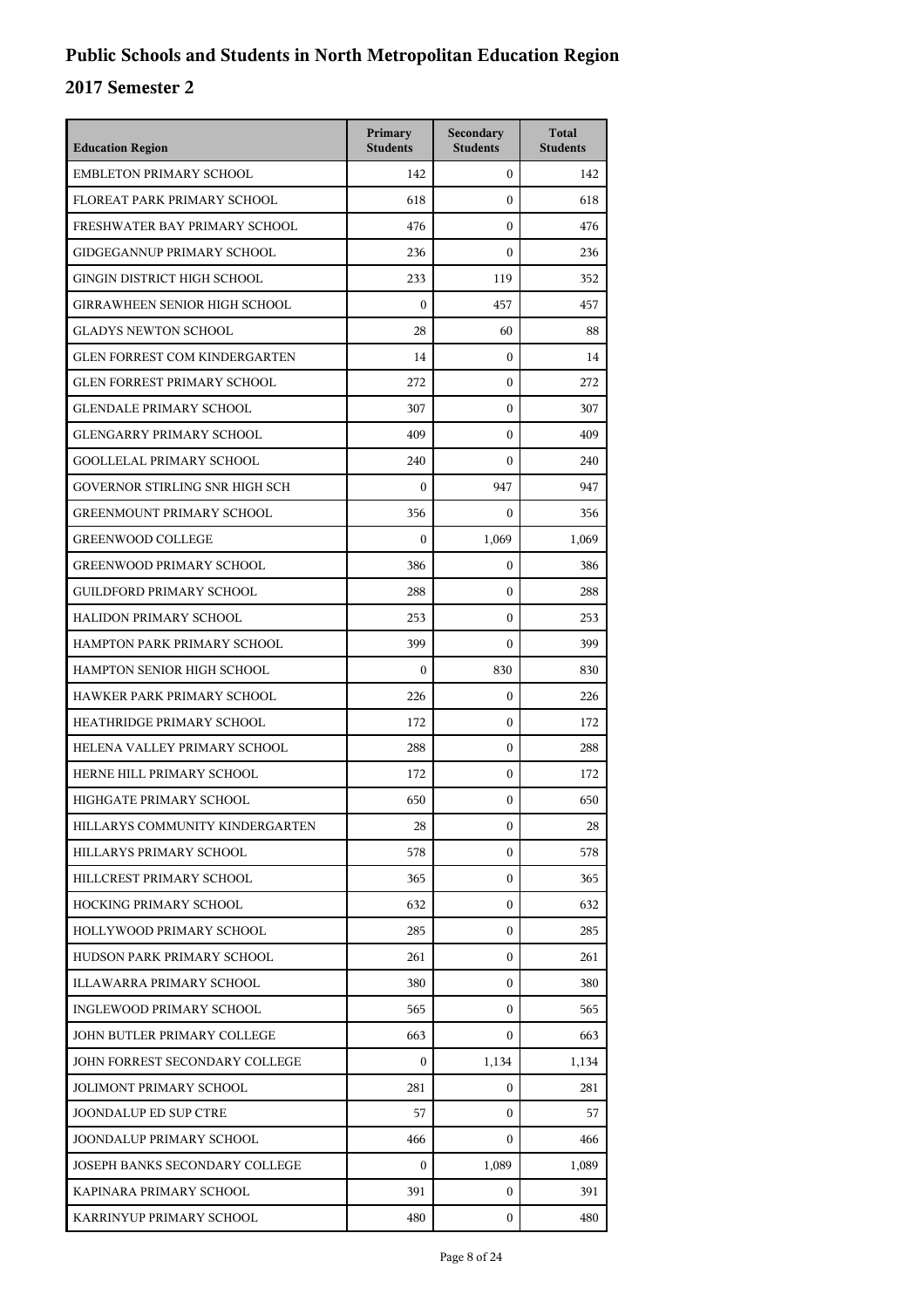# Public Schools and Students in North Metropolitan Education Region

## 2017 Semester 2

| Education Region | Primary Students | Secondary Students | Total Students |
|---|---|---|---|
| EMBLETON PRIMARY SCHOOL | 142 | 0 | 142 |
| FLOREAT PARK PRIMARY SCHOOL | 618 | 0 | 618 |
| FRESHWATER BAY PRIMARY SCHOOL | 476 | 0 | 476 |
| GIDGEGANNUP PRIMARY SCHOOL | 236 | 0 | 236 |
| GINGIN DISTRICT HIGH SCHOOL | 233 | 119 | 352 |
| GIRRAWHEEN SENIOR HIGH SCHOOL | 0 | 457 | 457 |
| GLADYS NEWTON SCHOOL | 28 | 60 | 88 |
| GLEN FORREST COM KINDERGARTEN | 14 | 0 | 14 |
| GLEN FORREST PRIMARY SCHOOL | 272 | 0 | 272 |
| GLENDALE PRIMARY SCHOOL | 307 | 0 | 307 |
| GLENGARRY PRIMARY SCHOOL | 409 | 0 | 409 |
| GOOLLELAL PRIMARY SCHOOL | 240 | 0 | 240 |
| GOVERNOR STIRLING SNR HIGH SCH | 0 | 947 | 947 |
| GREENMOUNT PRIMARY SCHOOL | 356 | 0 | 356 |
| GREENWOOD COLLEGE | 0 | 1,069 | 1,069 |
| GREENWOOD PRIMARY SCHOOL | 386 | 0 | 386 |
| GUILDFORD PRIMARY SCHOOL | 288 | 0 | 288 |
| HALIDON PRIMARY SCHOOL | 253 | 0 | 253 |
| HAMPTON PARK PRIMARY SCHOOL | 399 | 0 | 399 |
| HAMPTON SENIOR HIGH SCHOOL | 0 | 830 | 830 |
| HAWKER PARK PRIMARY SCHOOL | 226 | 0 | 226 |
| HEATHRIDGE PRIMARY SCHOOL | 172 | 0 | 172 |
| HELENA VALLEY PRIMARY SCHOOL | 288 | 0 | 288 |
| HERNE HILL PRIMARY SCHOOL | 172 | 0 | 172 |
| HIGHGATE PRIMARY SCHOOL | 650 | 0 | 650 |
| HILLARYS COMMUNITY KINDERGARTEN | 28 | 0 | 28 |
| HILLARYS PRIMARY SCHOOL | 578 | 0 | 578 |
| HILLCREST PRIMARY SCHOOL | 365 | 0 | 365 |
| HOCKING PRIMARY SCHOOL | 632 | 0 | 632 |
| HOLLYWOOD PRIMARY SCHOOL | 285 | 0 | 285 |
| HUDSON PARK PRIMARY SCHOOL | 261 | 0 | 261 |
| ILLAWARRA PRIMARY SCHOOL | 380 | 0 | 380 |
| INGLEWOOD PRIMARY SCHOOL | 565 | 0 | 565 |
| JOHN BUTLER PRIMARY COLLEGE | 663 | 0 | 663 |
| JOHN FORREST SECONDARY COLLEGE | 0 | 1,134 | 1,134 |
| JOLIMONT PRIMARY SCHOOL | 281 | 0 | 281 |
| JOONDALUP ED SUP CTRE | 57 | 0 | 57 |
| JOONDALUP PRIMARY SCHOOL | 466 | 0 | 466 |
| JOSEPH BANKS SECONDARY COLLEGE | 0 | 1,089 | 1,089 |
| KAPINARA PRIMARY SCHOOL | 391 | 0 | 391 |
| KARRINYUP PRIMARY SCHOOL | 480 | 0 | 480 |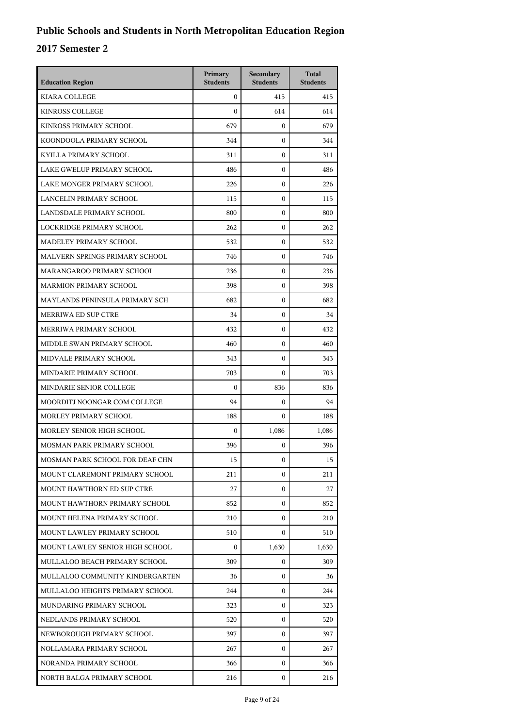# Public Schools and Students in North Metropolitan Education Region

## 2017 Semester 2

| Education Region | Primary Students | Secondary Students | Total Students |
|---|---|---|---|
| KIARA COLLEGE | 0 | 415 | 415 |
| KINROSS COLLEGE | 0 | 614 | 614 |
| KINROSS PRIMARY SCHOOL | 679 | 0 | 679 |
| KOONDOOLA PRIMARY SCHOOL | 344 | 0 | 344 |
| KYILLA PRIMARY SCHOOL | 311 | 0 | 311 |
| LAKE GWELUP PRIMARY SCHOOL | 486 | 0 | 486 |
| LAKE MONGER PRIMARY SCHOOL | 226 | 0 | 226 |
| LANCELIN PRIMARY SCHOOL | 115 | 0 | 115 |
| LANDSDALE PRIMARY SCHOOL | 800 | 0 | 800 |
| LOCKRIDGE PRIMARY SCHOOL | 262 | 0 | 262 |
| MADELEY PRIMARY SCHOOL | 532 | 0 | 532 |
| MALVERN SPRINGS PRIMARY SCHOOL | 746 | 0 | 746 |
| MARANGAROO PRIMARY SCHOOL | 236 | 0 | 236 |
| MARMION PRIMARY SCHOOL | 398 | 0 | 398 |
| MAYLANDS PENINSULA PRIMARY SCH | 682 | 0 | 682 |
| MERRIWA ED SUP CTRE | 34 | 0 | 34 |
| MERRIWA PRIMARY SCHOOL | 432 | 0 | 432 |
| MIDDLE SWAN PRIMARY SCHOOL | 460 | 0 | 460 |
| MIDVALE PRIMARY SCHOOL | 343 | 0 | 343 |
| MINDARIE PRIMARY SCHOOL | 703 | 0 | 703 |
| MINDARIE SENIOR COLLEGE | 0 | 836 | 836 |
| MOORDITJ NOONGAR COM COLLEGE | 94 | 0 | 94 |
| MORLEY PRIMARY SCHOOL | 188 | 0 | 188 |
| MORLEY SENIOR HIGH SCHOOL | 0 | 1,086 | 1,086 |
| MOSMAN PARK PRIMARY SCHOOL | 396 | 0 | 396 |
| MOSMAN PARK SCHOOL FOR DEAF CHN | 15 | 0 | 15 |
| MOUNT CLAREMONT PRIMARY SCHOOL | 211 | 0 | 211 |
| MOUNT HAWTHORN ED SUP CTRE | 27 | 0 | 27 |
| MOUNT HAWTHORN PRIMARY SCHOOL | 852 | 0 | 852 |
| MOUNT HELENA PRIMARY SCHOOL | 210 | 0 | 210 |
| MOUNT LAWLEY PRIMARY SCHOOL | 510 | 0 | 510 |
| MOUNT LAWLEY SENIOR HIGH SCHOOL | 0 | 1,630 | 1,630 |
| MULLALOO BEACH PRIMARY SCHOOL | 309 | 0 | 309 |
| MULLALOO COMMUNITY KINDERGARTEN | 36 | 0 | 36 |
| MULLALOO HEIGHTS PRIMARY SCHOOL | 244 | 0 | 244 |
| MUNDARING PRIMARY SCHOOL | 323 | 0 | 323 |
| NEDLANDS PRIMARY SCHOOL | 520 | 0 | 520 |
| NEWBOROUGH PRIMARY SCHOOL | 397 | 0 | 397 |
| NOLLAMARA PRIMARY SCHOOL | 267 | 0 | 267 |
| NORANDA PRIMARY SCHOOL | 366 | 0 | 366 |
| NORTH BALGA PRIMARY SCHOOL | 216 | 0 | 216 |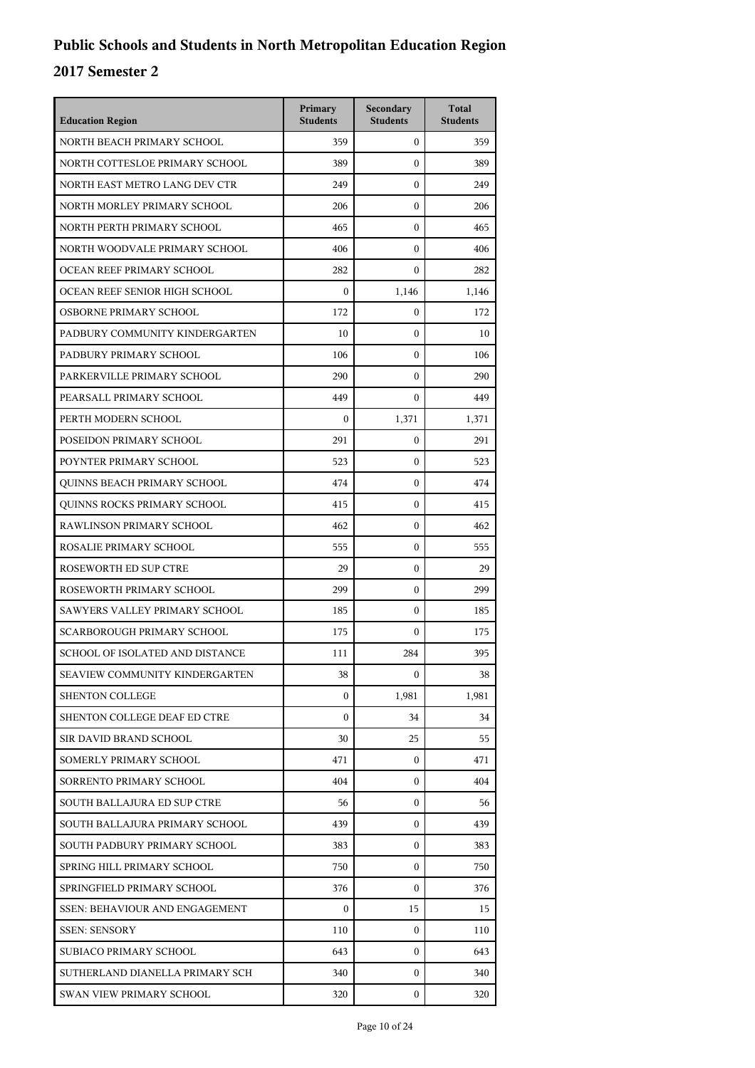# Public Schools and Students in North Metropolitan Education Region

## 2017 Semester 2

| Education Region | Primary Students | Secondary Students | Total Students |
|---|---|---|---|
| NORTH BEACH PRIMARY SCHOOL | 359 | 0 | 359 |
| NORTH COTTESLOE PRIMARY SCHOOL | 389 | 0 | 389 |
| NORTH EAST METRO LANG DEV CTR | 249 | 0 | 249 |
| NORTH MORLEY PRIMARY SCHOOL | 206 | 0 | 206 |
| NORTH PERTH PRIMARY SCHOOL | 465 | 0 | 465 |
| NORTH WOODVALE PRIMARY SCHOOL | 406 | 0 | 406 |
| OCEAN REEF PRIMARY SCHOOL | 282 | 0 | 282 |
| OCEAN REEF SENIOR HIGH SCHOOL | 0 | 1,146 | 1,146 |
| OSBORNE PRIMARY SCHOOL | 172 | 0 | 172 |
| PADBURY COMMUNITY KINDERGARTEN | 10 | 0 | 10 |
| PADBURY PRIMARY SCHOOL | 106 | 0 | 106 |
| PARKERVILLE PRIMARY SCHOOL | 290 | 0 | 290 |
| PEARSALL PRIMARY SCHOOL | 449 | 0 | 449 |
| PERTH MODERN SCHOOL | 0 | 1,371 | 1,371 |
| POSEIDON PRIMARY SCHOOL | 291 | 0 | 291 |
| POYNTER PRIMARY SCHOOL | 523 | 0 | 523 |
| QUINNS BEACH PRIMARY SCHOOL | 474 | 0 | 474 |
| QUINNS ROCKS PRIMARY SCHOOL | 415 | 0 | 415 |
| RAWLINSON PRIMARY SCHOOL | 462 | 0 | 462 |
| ROSALIE PRIMARY SCHOOL | 555 | 0 | 555 |
| ROSEWORTH ED SUP CTRE | 29 | 0 | 29 |
| ROSEWORTH PRIMARY SCHOOL | 299 | 0 | 299 |
| SAWYERS VALLEY PRIMARY SCHOOL | 185 | 0 | 185 |
| SCARBOROUGH PRIMARY SCHOOL | 175 | 0 | 175 |
| SCHOOL OF ISOLATED AND DISTANCE | 111 | 284 | 395 |
| SEAVIEW COMMUNITY KINDERGARTEN | 38 | 0 | 38 |
| SHENTON COLLEGE | 0 | 1,981 | 1,981 |
| SHENTON COLLEGE DEAF ED CTRE | 0 | 34 | 34 |
| SIR DAVID BRAND SCHOOL | 30 | 25 | 55 |
| SOMERLY PRIMARY SCHOOL | 471 | 0 | 471 |
| SORRENTO PRIMARY SCHOOL | 404 | 0 | 404 |
| SOUTH BALLAJURA ED SUP CTRE | 56 | 0 | 56 |
| SOUTH BALLAJURA PRIMARY SCHOOL | 439 | 0 | 439 |
| SOUTH PADBURY PRIMARY SCHOOL | 383 | 0 | 383 |
| SPRING HILL PRIMARY SCHOOL | 750 | 0 | 750 |
| SPRINGFIELD PRIMARY SCHOOL | 376 | 0 | 376 |
| SSEN: BEHAVIOUR AND ENGAGEMENT | 0 | 15 | 15 |
| SSEN: SENSORY | 110 | 0 | 110 |
| SUBIACO PRIMARY SCHOOL | 643 | 0 | 643 |
| SUTHERLAND DIANELLA PRIMARY SCH | 340 | 0 | 340 |
| SWAN VIEW PRIMARY SCHOOL | 320 | 0 | 320 |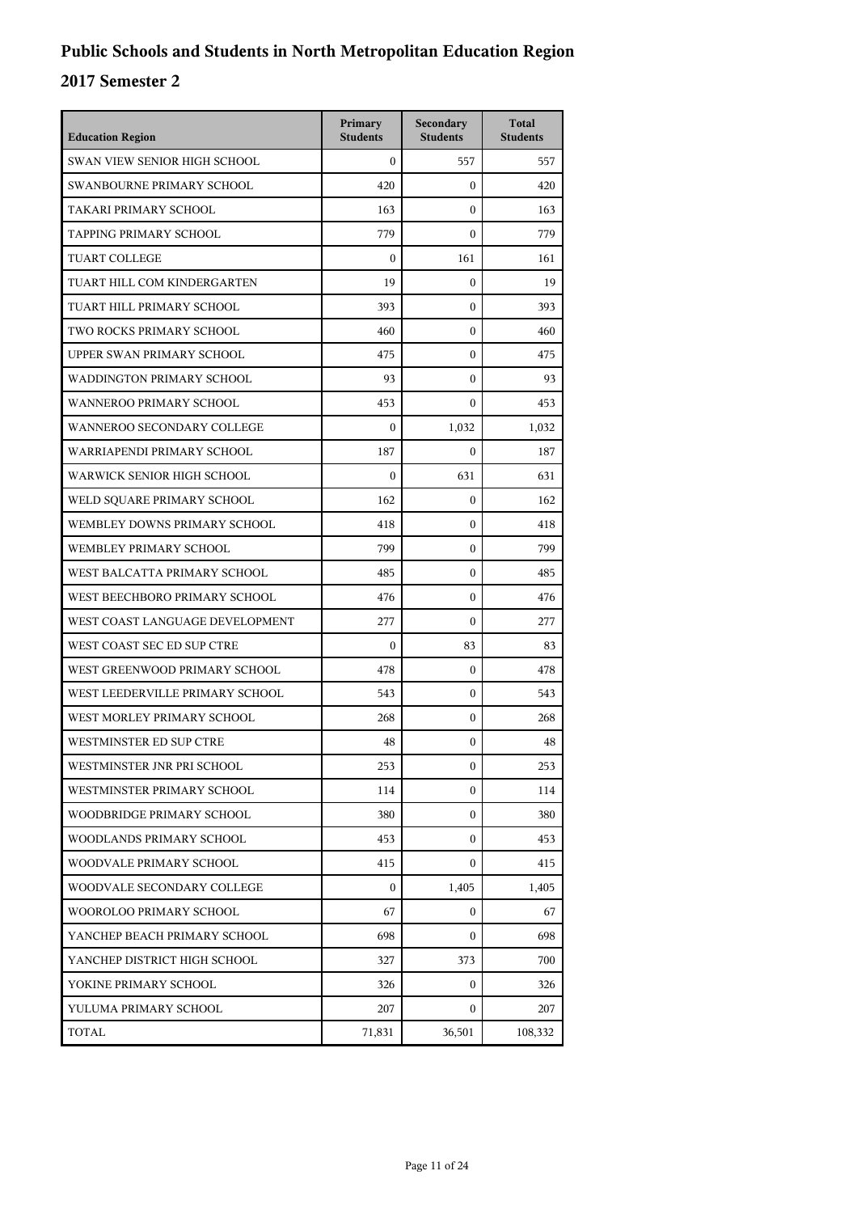# Public Schools and Students in North Metropolitan Education Region

## 2017 Semester 2

| Education Region | Primary Students | Secondary Students | Total Students |
|---|---|---|---|
| SWAN VIEW SENIOR HIGH SCHOOL | 0 | 557 | 557 |
| SWANBOURNE PRIMARY SCHOOL | 420 | 0 | 420 |
| TAKARI PRIMARY SCHOOL | 163 | 0 | 163 |
| TAPPING PRIMARY SCHOOL | 779 | 0 | 779 |
| TUART COLLEGE | 0 | 161 | 161 |
| TUART HILL COM KINDERGARTEN | 19 | 0 | 19 |
| TUART HILL PRIMARY SCHOOL | 393 | 0 | 393 |
| TWO ROCKS PRIMARY SCHOOL | 460 | 0 | 460 |
| UPPER SWAN PRIMARY SCHOOL | 475 | 0 | 475 |
| WADDINGTON PRIMARY SCHOOL | 93 | 0 | 93 |
| WANNEROO PRIMARY SCHOOL | 453 | 0 | 453 |
| WANNEROO SECONDARY COLLEGE | 0 | 1,032 | 1,032 |
| WARRIAPENDI PRIMARY SCHOOL | 187 | 0 | 187 |
| WARWICK SENIOR HIGH SCHOOL | 0 | 631 | 631 |
| WELD SQUARE PRIMARY SCHOOL | 162 | 0 | 162 |
| WEMBLEY DOWNS PRIMARY SCHOOL | 418 | 0 | 418 |
| WEMBLEY PRIMARY SCHOOL | 799 | 0 | 799 |
| WEST BALCATTA PRIMARY SCHOOL | 485 | 0 | 485 |
| WEST BEECHBORO PRIMARY SCHOOL | 476 | 0 | 476 |
| WEST COAST LANGUAGE DEVELOPMENT | 277 | 0 | 277 |
| WEST COAST SEC ED SUP CTRE | 0 | 83 | 83 |
| WEST GREENWOOD PRIMARY SCHOOL | 478 | 0 | 478 |
| WEST LEEDERVILLE PRIMARY SCHOOL | 543 | 0 | 543 |
| WEST MORLEY PRIMARY SCHOOL | 268 | 0 | 268 |
| WESTMINSTER ED SUP CTRE | 48 | 0 | 48 |
| WESTMINSTER JNR PRI SCHOOL | 253 | 0 | 253 |
| WESTMINSTER PRIMARY SCHOOL | 114 | 0 | 114 |
| WOODBRIDGE PRIMARY SCHOOL | 380 | 0 | 380 |
| WOODLANDS PRIMARY SCHOOL | 453 | 0 | 453 |
| WOODVALE PRIMARY SCHOOL | 415 | 0 | 415 |
| WOODVALE SECONDARY COLLEGE | 0 | 1,405 | 1,405 |
| WOOROLOO PRIMARY SCHOOL | 67 | 0 | 67 |
| YANCHEP BEACH PRIMARY SCHOOL | 698 | 0 | 698 |
| YANCHEP DISTRICT HIGH SCHOOL | 327 | 373 | 700 |
| YOKINE PRIMARY SCHOOL | 326 | 0 | 326 |
| YULUMA PRIMARY SCHOOL | 207 | 0 | 207 |
| TOTAL | 71,831 | 36,501 | 108,332 |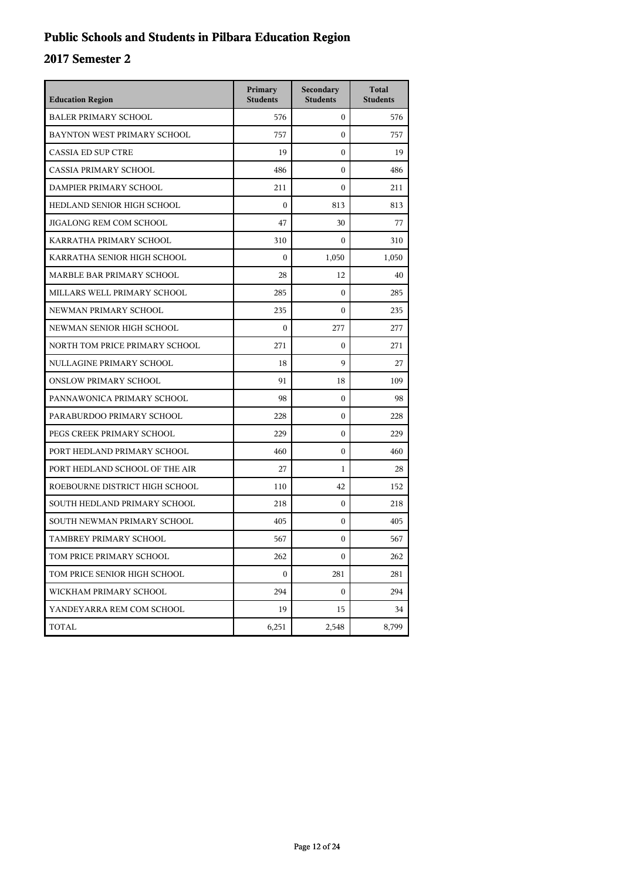# Public Schools and Students in Pilbara Education Region

## 2017 Semester 2

| Education Region | Primary Students | Secondary Students | Total Students |
|---|---|---|---|
| BALER PRIMARY SCHOOL | 576 | 0 | 576 |
| BAYNTON WEST PRIMARY SCHOOL | 757 | 0 | 757 |
| CASSIA ED SUP CTRE | 19 | 0 | 19 |
| CASSIA PRIMARY SCHOOL | 486 | 0 | 486 |
| DAMPIER PRIMARY SCHOOL | 211 | 0 | 211 |
| HEDLAND SENIOR HIGH SCHOOL | 0 | 813 | 813 |
| JIGALONG REM COM SCHOOL | 47 | 30 | 77 |
| KARRATHA PRIMARY SCHOOL | 310 | 0 | 310 |
| KARRATHA SENIOR HIGH SCHOOL | 0 | 1,050 | 1,050 |
| MARBLE BAR PRIMARY SCHOOL | 28 | 12 | 40 |
| MILLARS WELL PRIMARY SCHOOL | 285 | 0 | 285 |
| NEWMAN PRIMARY SCHOOL | 235 | 0 | 235 |
| NEWMAN SENIOR HIGH SCHOOL | 0 | 277 | 277 |
| NORTH TOM PRICE PRIMARY SCHOOL | 271 | 0 | 271 |
| NULLAGINE PRIMARY SCHOOL | 18 | 9 | 27 |
| ONSLOW PRIMARY SCHOOL | 91 | 18 | 109 |
| PANNAWONICA PRIMARY SCHOOL | 98 | 0 | 98 |
| PARABURDOO PRIMARY SCHOOL | 228 | 0 | 228 |
| PEGS CREEK PRIMARY SCHOOL | 229 | 0 | 229 |
| PORT HEDLAND PRIMARY SCHOOL | 460 | 0 | 460 |
| PORT HEDLAND SCHOOL OF THE AIR | 27 | 1 | 28 |
| ROEBOURNE DISTRICT HIGH SCHOOL | 110 | 42 | 152 |
| SOUTH HEDLAND PRIMARY SCHOOL | 218 | 0 | 218 |
| SOUTH NEWMAN PRIMARY SCHOOL | 405 | 0 | 405 |
| TAMBREY PRIMARY SCHOOL | 567 | 0 | 567 |
| TOM PRICE PRIMARY SCHOOL | 262 | 0 | 262 |
| TOM PRICE SENIOR HIGH SCHOOL | 0 | 281 | 281 |
| WICKHAM PRIMARY SCHOOL | 294 | 0 | 294 |
| YANDEYARRA REM COM SCHOOL | 19 | 15 | 34 |
| TOTAL | 6,251 | 2,548 | 8,799 |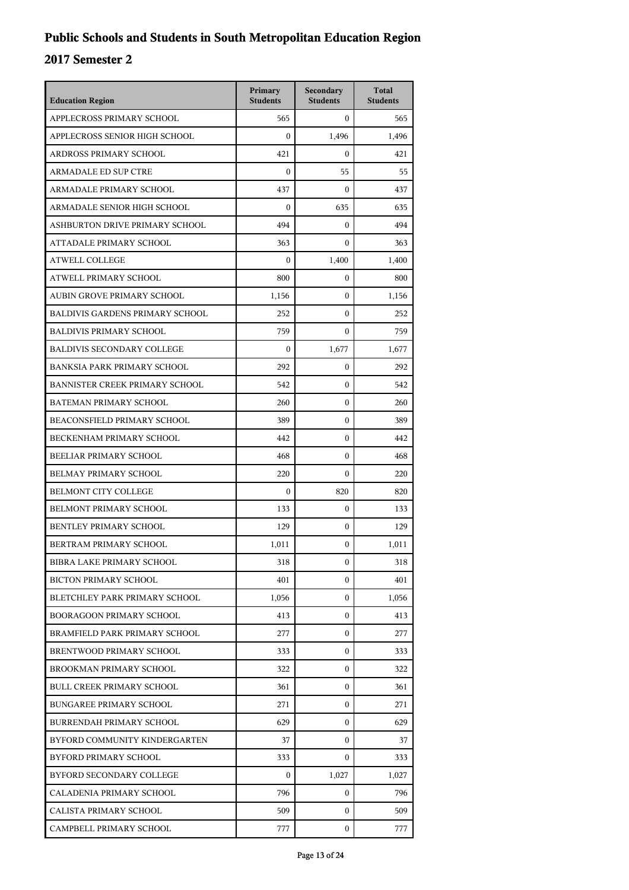# Public Schools and Students in South Metropolitan Education Region

## 2017 Semester 2

| Education Region | Primary Students | Secondary Students | Total Students |
| --- | --- | --- | --- |
| APPLECROSS PRIMARY SCHOOL | 565 | 0 | 565 |
| APPLECROSS SENIOR HIGH SCHOOL | 0 | 1,496 | 1,496 |
| ARDROSS PRIMARY SCHOOL | 421 | 0 | 421 |
| ARMADALE ED SUP CTRE | 0 | 55 | 55 |
| ARMADALE PRIMARY SCHOOL | 437 | 0 | 437 |
| ARMADALE SENIOR HIGH SCHOOL | 0 | 635 | 635 |
| ASHBURTON DRIVE PRIMARY SCHOOL | 494 | 0 | 494 |
| ATTADALE PRIMARY SCHOOL | 363 | 0 | 363 |
| ATWELL COLLEGE | 0 | 1,400 | 1,400 |
| ATWELL PRIMARY SCHOOL | 800 | 0 | 800 |
| AUBIN GROVE PRIMARY SCHOOL | 1,156 | 0 | 1,156 |
| BALDIVIS GARDENS PRIMARY SCHOOL | 252 | 0 | 252 |
| BALDIVIS PRIMARY SCHOOL | 759 | 0 | 759 |
| BALDIVIS SECONDARY COLLEGE | 0 | 1,677 | 1,677 |
| BANKSIA PARK PRIMARY SCHOOL | 292 | 0 | 292 |
| BANNISTER CREEK PRIMARY SCHOOL | 542 | 0 | 542 |
| BATEMAN PRIMARY SCHOOL | 260 | 0 | 260 |
| BEACONSFIELD PRIMARY SCHOOL | 389 | 0 | 389 |
| BECKENHAM PRIMARY SCHOOL | 442 | 0 | 442 |
| BEELIAR PRIMARY SCHOOL | 468 | 0 | 468 |
| BELMAY PRIMARY SCHOOL | 220 | 0 | 220 |
| BELMONT CITY COLLEGE | 0 | 820 | 820 |
| BELMONT PRIMARY SCHOOL | 133 | 0 | 133 |
| BENTLEY PRIMARY SCHOOL | 129 | 0 | 129 |
| BERTRAM PRIMARY SCHOOL | 1,011 | 0 | 1,011 |
| BIBRA LAKE PRIMARY SCHOOL | 318 | 0 | 318 |
| BICTON PRIMARY SCHOOL | 401 | 0 | 401 |
| BLETCHLEY PARK PRIMARY SCHOOL | 1,056 | 0 | 1,056 |
| BOORAGOON PRIMARY SCHOOL | 413 | 0 | 413 |
| BRAMFIELD PARK PRIMARY SCHOOL | 277 | 0 | 277 |
| BRENTWOOD PRIMARY SCHOOL | 333 | 0 | 333 |
| BROOKMAN PRIMARY SCHOOL | 322 | 0 | 322 |
| BULL CREEK PRIMARY SCHOOL | 361 | 0 | 361 |
| BUNGAREE PRIMARY SCHOOL | 271 | 0 | 271 |
| BURRENDAH PRIMARY SCHOOL | 629 | 0 | 629 |
| BYFORD COMMUNITY KINDERGARTEN | 37 | 0 | 37 |
| BYFORD PRIMARY SCHOOL | 333 | 0 | 333 |
| BYFORD SECONDARY COLLEGE | 0 | 1,027 | 1,027 |
| CALADENIA PRIMARY SCHOOL | 796 | 0 | 796 |
| CALISTA PRIMARY SCHOOL | 509 | 0 | 509 |
| CAMPBELL PRIMARY SCHOOL | 777 | 0 | 777 |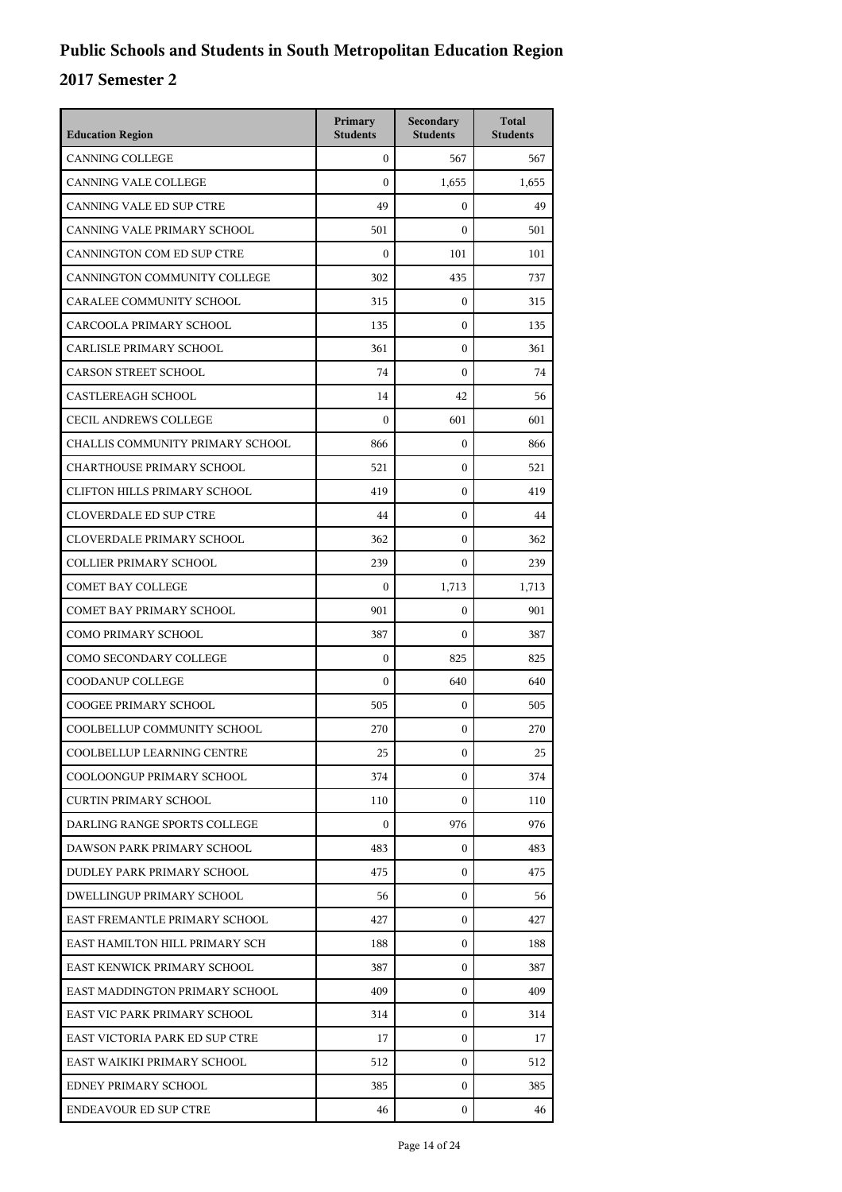# Public Schools and Students in South Metropolitan Education Region

## 2017 Semester 2

| Education Region | Primary Students | Secondary Students | Total Students |
|---|---|---|---|
| CANNING COLLEGE | 0 | 567 | 567 |
| CANNING VALE COLLEGE | 0 | 1,655 | 1,655 |
| CANNING VALE ED SUP CTRE | 49 | 0 | 49 |
| CANNING VALE PRIMARY SCHOOL | 501 | 0 | 501 |
| CANNINGTON COM ED SUP CTRE | 0 | 101 | 101 |
| CANNINGTON COMMUNITY COLLEGE | 302 | 435 | 737 |
| CARALEE COMMUNITY SCHOOL | 315 | 0 | 315 |
| CARCOOLA PRIMARY SCHOOL | 135 | 0 | 135 |
| CARLISLE PRIMARY SCHOOL | 361 | 0 | 361 |
| CARSON STREET SCHOOL | 74 | 0 | 74 |
| CASTLEREAGH SCHOOL | 14 | 42 | 56 |
| CECIL ANDREWS COLLEGE | 0 | 601 | 601 |
| CHALLIS COMMUNITY PRIMARY SCHOOL | 866 | 0 | 866 |
| CHARTHOUSE PRIMARY SCHOOL | 521 | 0 | 521 |
| CLIFTON HILLS PRIMARY SCHOOL | 419 | 0 | 419 |
| CLOVERDALE ED SUP CTRE | 44 | 0 | 44 |
| CLOVERDALE PRIMARY SCHOOL | 362 | 0 | 362 |
| COLLIER PRIMARY SCHOOL | 239 | 0 | 239 |
| COMET BAY COLLEGE | 0 | 1,713 | 1,713 |
| COMET BAY PRIMARY SCHOOL | 901 | 0 | 901 |
| COMO PRIMARY SCHOOL | 387 | 0 | 387 |
| COMO SECONDARY COLLEGE | 0 | 825 | 825 |
| COODANUP COLLEGE | 0 | 640 | 640 |
| COOGEE PRIMARY SCHOOL | 505 | 0 | 505 |
| COOLBELLUP COMMUNITY SCHOOL | 270 | 0 | 270 |
| COOLBELLUP LEARNING CENTRE | 25 | 0 | 25 |
| COOLOONGUP PRIMARY SCHOOL | 374 | 0 | 374 |
| CURTIN PRIMARY SCHOOL | 110 | 0 | 110 |
| DARLING RANGE SPORTS COLLEGE | 0 | 976 | 976 |
| DAWSON PARK PRIMARY SCHOOL | 483 | 0 | 483 |
| DUDLEY PARK PRIMARY SCHOOL | 475 | 0 | 475 |
| DWELLINGUP PRIMARY SCHOOL | 56 | 0 | 56 |
| EAST FREMANTLE PRIMARY SCHOOL | 427 | 0 | 427 |
| EAST HAMILTON HILL PRIMARY SCH | 188 | 0 | 188 |
| EAST KENWICK PRIMARY SCHOOL | 387 | 0 | 387 |
| EAST MADDINGTON PRIMARY SCHOOL | 409 | 0 | 409 |
| EAST VIC PARK PRIMARY SCHOOL | 314 | 0 | 314 |
| EAST VICTORIA PARK ED SUP CTRE | 17 | 0 | 17 |
| EAST WAIKIKI PRIMARY SCHOOL | 512 | 0 | 512 |
| EDNEY PRIMARY SCHOOL | 385 | 0 | 385 |
| ENDEAVOUR ED SUP CTRE | 46 | 0 | 46 |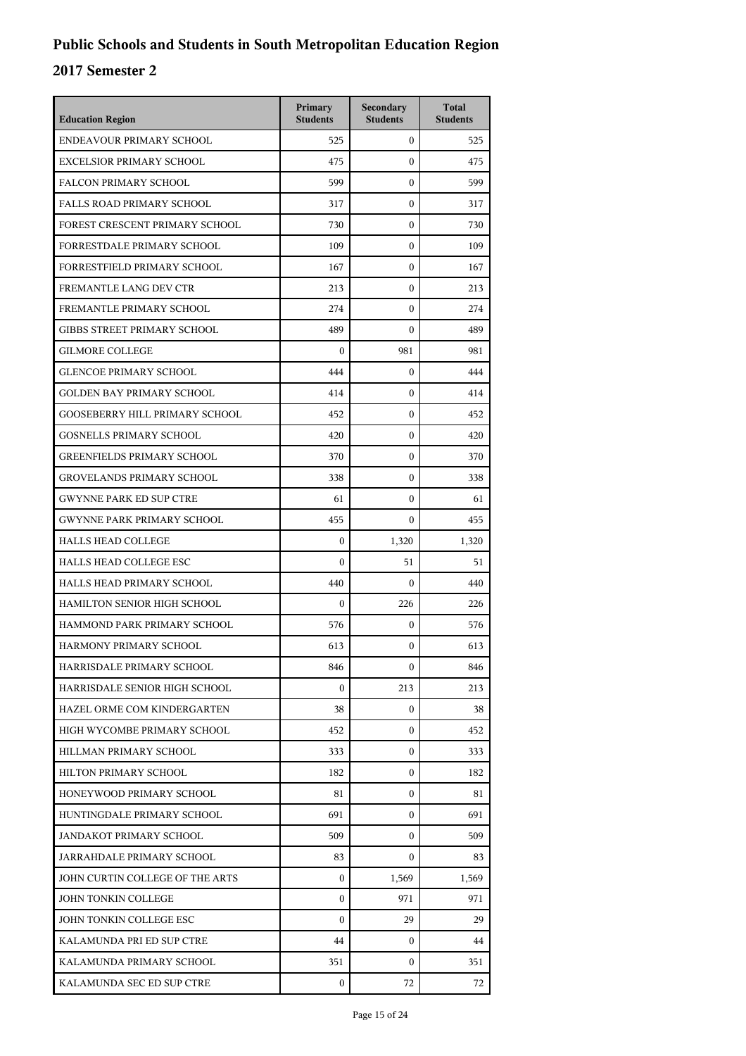# Public Schools and Students in South Metropolitan Education Region

## 2017 Semester 2

| Education Region | Primary Students | Secondary Students | Total Students |
|---|---|---|---|
| ENDEAVOUR PRIMARY SCHOOL | 525 | 0 | 525 |
| EXCELSIOR PRIMARY SCHOOL | 475 | 0 | 475 |
| FALCON PRIMARY SCHOOL | 599 | 0 | 599 |
| FALLS ROAD PRIMARY SCHOOL | 317 | 0 | 317 |
| FOREST CRESCENT PRIMARY SCHOOL | 730 | 0 | 730 |
| FORRESTDALE PRIMARY SCHOOL | 109 | 0 | 109 |
| FORRESTFIELD PRIMARY SCHOOL | 167 | 0 | 167 |
| FREMANTLE LANG DEV CTR | 213 | 0 | 213 |
| FREMANTLE PRIMARY SCHOOL | 274 | 0 | 274 |
| GIBBS STREET PRIMARY SCHOOL | 489 | 0 | 489 |
| GILMORE COLLEGE | 0 | 981 | 981 |
| GLENCOE PRIMARY SCHOOL | 444 | 0 | 444 |
| GOLDEN BAY PRIMARY SCHOOL | 414 | 0 | 414 |
| GOOSEBERRY HILL PRIMARY SCHOOL | 452 | 0 | 452 |
| GOSNELLS PRIMARY SCHOOL | 420 | 0 | 420 |
| GREENFIELDS PRIMARY SCHOOL | 370 | 0 | 370 |
| GROVELANDS PRIMARY SCHOOL | 338 | 0 | 338 |
| GWYNNE PARK ED SUP CTRE | 61 | 0 | 61 |
| GWYNNE PARK PRIMARY SCHOOL | 455 | 0 | 455 |
| HALLS HEAD COLLEGE | 0 | 1,320 | 1,320 |
| HALLS HEAD COLLEGE ESC | 0 | 51 | 51 |
| HALLS HEAD PRIMARY SCHOOL | 440 | 0 | 440 |
| HAMILTON SENIOR HIGH SCHOOL | 0 | 226 | 226 |
| HAMMOND PARK PRIMARY SCHOOL | 576 | 0 | 576 |
| HARMONY PRIMARY SCHOOL | 613 | 0 | 613 |
| HARRISDALE PRIMARY SCHOOL | 846 | 0 | 846 |
| HARRISDALE SENIOR HIGH SCHOOL | 0 | 213 | 213 |
| HAZEL ORME COM KINDERGARTEN | 38 | 0 | 38 |
| HIGH WYCOMBE PRIMARY SCHOOL | 452 | 0 | 452 |
| HILLMAN PRIMARY SCHOOL | 333 | 0 | 333 |
| HILTON PRIMARY SCHOOL | 182 | 0 | 182 |
| HONEYWOOD PRIMARY SCHOOL | 81 | 0 | 81 |
| HUNTINGDALE PRIMARY SCHOOL | 691 | 0 | 691 |
| JANDAKOT PRIMARY SCHOOL | 509 | 0 | 509 |
| JARRAHDALE PRIMARY SCHOOL | 83 | 0 | 83 |
| JOHN CURTIN COLLEGE OF THE ARTS | 0 | 1,569 | 1,569 |
| JOHN TONKIN COLLEGE | 0 | 971 | 971 |
| JOHN TONKIN COLLEGE ESC | 0 | 29 | 29 |
| KALAMUNDA PRI ED SUP CTRE | 44 | 0 | 44 |
| KALAMUNDA PRIMARY SCHOOL | 351 | 0 | 351 |
| KALAMUNDA SEC ED SUP CTRE | 0 | 72 | 72 |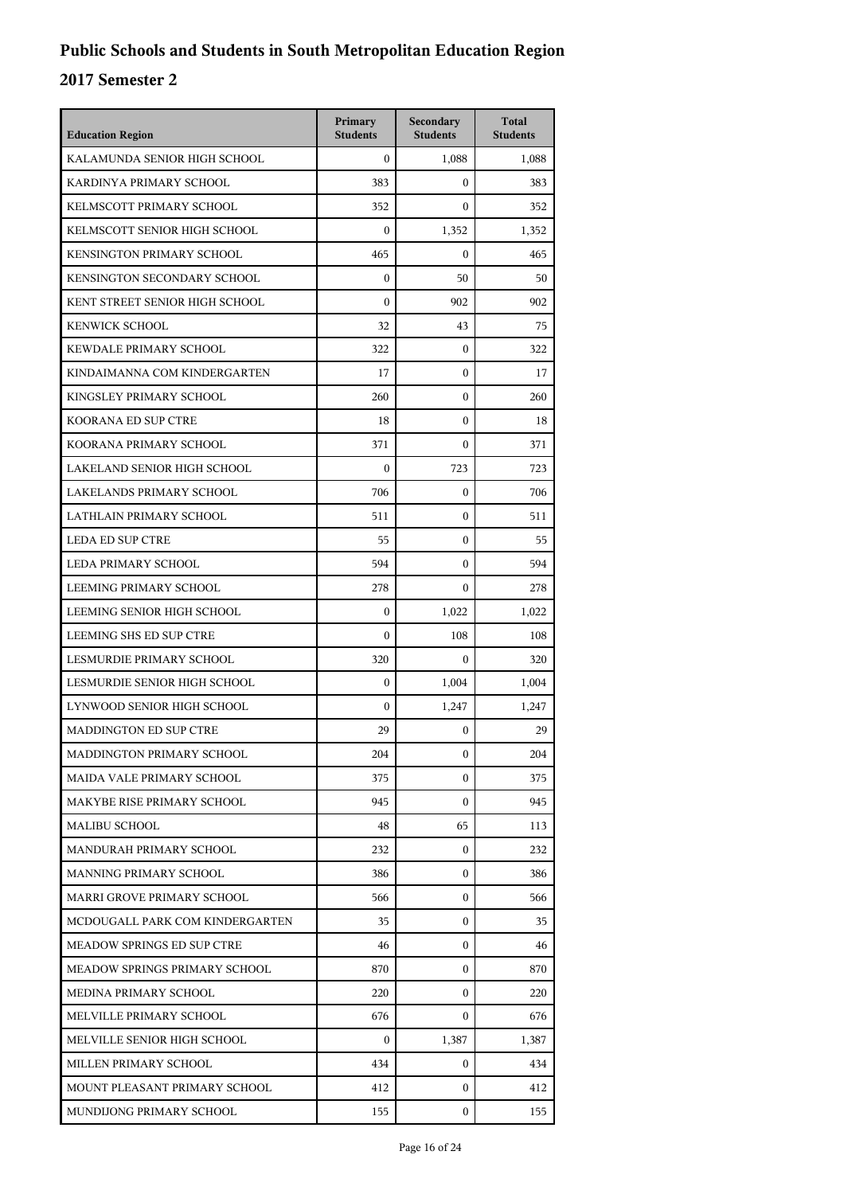# Public Schools and Students in South Metropolitan Education Region

## 2017 Semester 2

| Education Region | Primary Students | Secondary Students | Total Students |
|---|---|---|---|
| KALAMUNDA SENIOR HIGH SCHOOL | 0 | 1,088 | 1,088 |
| KARDINYA PRIMARY SCHOOL | 383 | 0 | 383 |
| KELMSCOTT PRIMARY SCHOOL | 352 | 0 | 352 |
| KELMSCOTT SENIOR HIGH SCHOOL | 0 | 1,352 | 1,352 |
| KENSINGTON PRIMARY SCHOOL | 465 | 0 | 465 |
| KENSINGTON SECONDARY SCHOOL | 0 | 50 | 50 |
| KENT STREET SENIOR HIGH SCHOOL | 0 | 902 | 902 |
| KENWICK SCHOOL | 32 | 43 | 75 |
| KEWDALE PRIMARY SCHOOL | 322 | 0 | 322 |
| KINDAIMANNA COM KINDERGARTEN | 17 | 0 | 17 |
| KINGSLEY PRIMARY SCHOOL | 260 | 0 | 260 |
| KOORANA ED SUP CTRE | 18 | 0 | 18 |
| KOORANA PRIMARY SCHOOL | 371 | 0 | 371 |
| LAKELAND SENIOR HIGH SCHOOL | 0 | 723 | 723 |
| LAKELANDS PRIMARY SCHOOL | 706 | 0 | 706 |
| LATHLAIN PRIMARY SCHOOL | 511 | 0 | 511 |
| LEDA ED SUP CTRE | 55 | 0 | 55 |
| LEDA PRIMARY SCHOOL | 594 | 0 | 594 |
| LEEMING PRIMARY SCHOOL | 278 | 0 | 278 |
| LEEMING SENIOR HIGH SCHOOL | 0 | 1,022 | 1,022 |
| LEEMING SHS ED SUP CTRE | 0 | 108 | 108 |
| LESMURDIE PRIMARY SCHOOL | 320 | 0 | 320 |
| LESMURDIE SENIOR HIGH SCHOOL | 0 | 1,004 | 1,004 |
| LYNWOOD SENIOR HIGH SCHOOL | 0 | 1,247 | 1,247 |
| MADDINGTON ED SUP CTRE | 29 | 0 | 29 |
| MADDINGTON PRIMARY SCHOOL | 204 | 0 | 204 |
| MAIDA VALE PRIMARY SCHOOL | 375 | 0 | 375 |
| MAKYBE RISE PRIMARY SCHOOL | 945 | 0 | 945 |
| MALIBU SCHOOL | 48 | 65 | 113 |
| MANDURAH PRIMARY SCHOOL | 232 | 0 | 232 |
| MANNING PRIMARY SCHOOL | 386 | 0 | 386 |
| MARRI GROVE PRIMARY SCHOOL | 566 | 0 | 566 |
| MCDOUGALL PARK COM KINDERGARTEN | 35 | 0 | 35 |
| MEADOW SPRINGS ED SUP CTRE | 46 | 0 | 46 |
| MEADOW SPRINGS PRIMARY SCHOOL | 870 | 0 | 870 |
| MEDINA PRIMARY SCHOOL | 220 | 0 | 220 |
| MELVILLE PRIMARY SCHOOL | 676 | 0 | 676 |
| MELVILLE SENIOR HIGH SCHOOL | 0 | 1,387 | 1,387 |
| MILLEN PRIMARY SCHOOL | 434 | 0 | 434 |
| MOUNT PLEASANT PRIMARY SCHOOL | 412 | 0 | 412 |
| MUNDIJONG PRIMARY SCHOOL | 155 | 0 | 155 |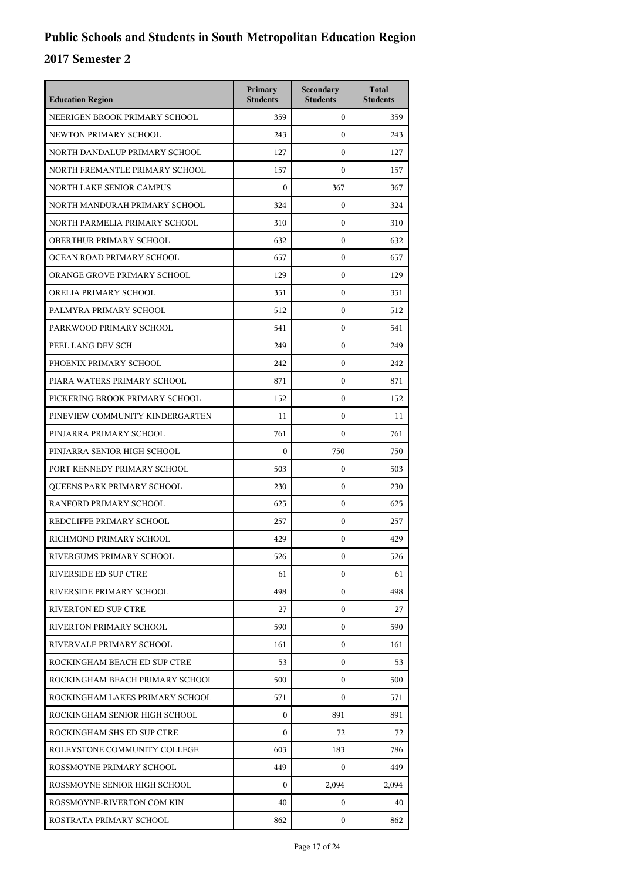# Public Schools and Students in South Metropolitan Education Region

## 2017 Semester 2

| Education Region | Primary Students | Secondary Students | Total Students |
|---|---|---|---|
| NEERIGEN BROOK PRIMARY SCHOOL | 359 | 0 | 359 |
| NEWTON PRIMARY SCHOOL | 243 | 0 | 243 |
| NORTH DANDALUP PRIMARY SCHOOL | 127 | 0 | 127 |
| NORTH FREMANTLE PRIMARY SCHOOL | 157 | 0 | 157 |
| NORTH LAKE SENIOR CAMPUS | 0 | 367 | 367 |
| NORTH MANDURAH PRIMARY SCHOOL | 324 | 0 | 324 |
| NORTH PARMELIA PRIMARY SCHOOL | 310 | 0 | 310 |
| OBERTHUR PRIMARY SCHOOL | 632 | 0 | 632 |
| OCEAN ROAD PRIMARY SCHOOL | 657 | 0 | 657 |
| ORANGE GROVE PRIMARY SCHOOL | 129 | 0 | 129 |
| ORELIA PRIMARY SCHOOL | 351 | 0 | 351 |
| PALMYRA PRIMARY SCHOOL | 512 | 0 | 512 |
| PARKWOOD PRIMARY SCHOOL | 541 | 0 | 541 |
| PEEL LANG DEV SCH | 249 | 0 | 249 |
| PHOENIX PRIMARY SCHOOL | 242 | 0 | 242 |
| PIARA WATERS PRIMARY SCHOOL | 871 | 0 | 871 |
| PICKERING BROOK PRIMARY SCHOOL | 152 | 0 | 152 |
| PINEVIEW COMMUNITY KINDERGARTEN | 11 | 0 | 11 |
| PINJARRA PRIMARY SCHOOL | 761 | 0 | 761 |
| PINJARRA SENIOR HIGH SCHOOL | 0 | 750 | 750 |
| PORT KENNEDY PRIMARY SCHOOL | 503 | 0 | 503 |
| QUEENS PARK PRIMARY SCHOOL | 230 | 0 | 230 |
| RANFORD PRIMARY SCHOOL | 625 | 0 | 625 |
| REDCLIFFE PRIMARY SCHOOL | 257 | 0 | 257 |
| RICHMOND PRIMARY SCHOOL | 429 | 0 | 429 |
| RIVERGUMS PRIMARY SCHOOL | 526 | 0 | 526 |
| RIVERSIDE ED SUP CTRE | 61 | 0 | 61 |
| RIVERSIDE PRIMARY SCHOOL | 498 | 0 | 498 |
| RIVERTON ED SUP CTRE | 27 | 0 | 27 |
| RIVERTON PRIMARY SCHOOL | 590 | 0 | 590 |
| RIVERVALE PRIMARY SCHOOL | 161 | 0 | 161 |
| ROCKINGHAM BEACH ED SUP CTRE | 53 | 0 | 53 |
| ROCKINGHAM BEACH PRIMARY SCHOOL | 500 | 0 | 500 |
| ROCKINGHAM LAKES PRIMARY SCHOOL | 571 | 0 | 571 |
| ROCKINGHAM SENIOR HIGH SCHOOL | 0 | 891 | 891 |
| ROCKINGHAM SHS ED SUP CTRE | 0 | 72 | 72 |
| ROLEYSTONE COMMUNITY COLLEGE | 603 | 183 | 786 |
| ROSSMOYNE PRIMARY SCHOOL | 449 | 0 | 449 |
| ROSSMOYNE SENIOR HIGH SCHOOL | 0 | 2,094 | 2,094 |
| ROSSMOYNE-RIVERTON COM KIN | 40 | 0 | 40 |
| ROSTRATA PRIMARY SCHOOL | 862 | 0 | 862 |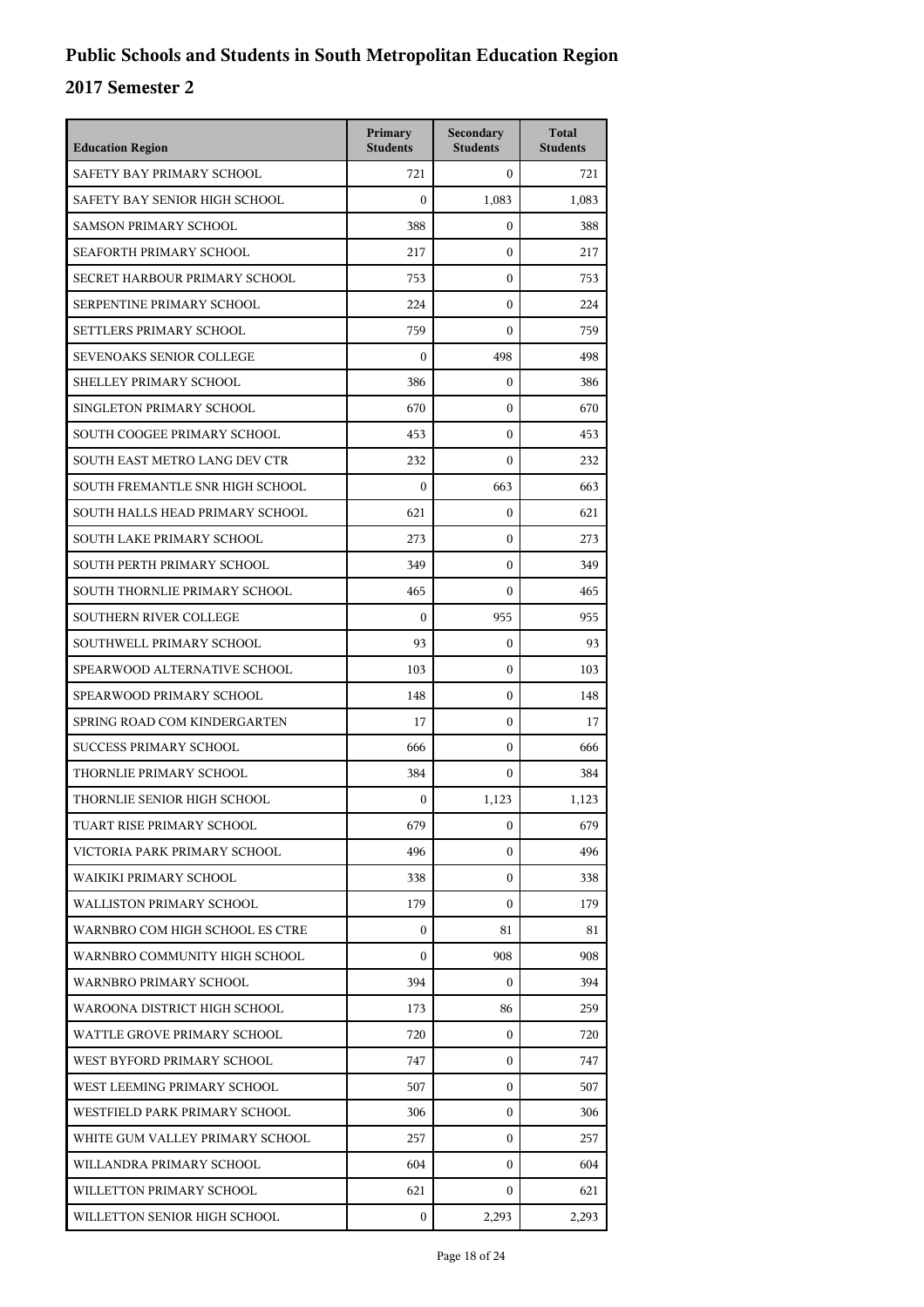# Public Schools and Students in South Metropolitan Education Region

## 2017 Semester 2

| Education Region | Primary Students | Secondary Students | Total Students |
|---|---|---|---|
| SAFETY BAY PRIMARY SCHOOL | 721 | 0 | 721 |
| SAFETY BAY SENIOR HIGH SCHOOL | 0 | 1,083 | 1,083 |
| SAMSON PRIMARY SCHOOL | 388 | 0 | 388 |
| SEAFORTH PRIMARY SCHOOL | 217 | 0 | 217 |
| SECRET HARBOUR PRIMARY SCHOOL | 753 | 0 | 753 |
| SERPENTINE PRIMARY SCHOOL | 224 | 0 | 224 |
| SETTLERS PRIMARY SCHOOL | 759 | 0 | 759 |
| SEVENOAKS SENIOR COLLEGE | 0 | 498 | 498 |
| SHELLEY PRIMARY SCHOOL | 386 | 0 | 386 |
| SINGLETON PRIMARY SCHOOL | 670 | 0 | 670 |
| SOUTH COOGEE PRIMARY SCHOOL | 453 | 0 | 453 |
| SOUTH EAST METRO LANG DEV CTR | 232 | 0 | 232 |
| SOUTH FREMANTLE SNR HIGH SCHOOL | 0 | 663 | 663 |
| SOUTH HALLS HEAD PRIMARY SCHOOL | 621 | 0 | 621 |
| SOUTH LAKE PRIMARY SCHOOL | 273 | 0 | 273 |
| SOUTH PERTH PRIMARY SCHOOL | 349 | 0 | 349 |
| SOUTH THORNLIE PRIMARY SCHOOL | 465 | 0 | 465 |
| SOUTHERN RIVER COLLEGE | 0 | 955 | 955 |
| SOUTHWELL PRIMARY SCHOOL | 93 | 0 | 93 |
| SPEARWOOD ALTERNATIVE SCHOOL | 103 | 0 | 103 |
| SPEARWOOD PRIMARY SCHOOL | 148 | 0 | 148 |
| SPRING ROAD COM KINDERGARTEN | 17 | 0 | 17 |
| SUCCESS PRIMARY SCHOOL | 666 | 0 | 666 |
| THORNLIE PRIMARY SCHOOL | 384 | 0 | 384 |
| THORNLIE SENIOR HIGH SCHOOL | 0 | 1,123 | 1,123 |
| TUART RISE PRIMARY SCHOOL | 679 | 0 | 679 |
| VICTORIA PARK PRIMARY SCHOOL | 496 | 0 | 496 |
| WAIKIKI PRIMARY SCHOOL | 338 | 0 | 338 |
| WALLISTON PRIMARY SCHOOL | 179 | 0 | 179 |
| WARNBRO COM HIGH SCHOOL ES CTRE | 0 | 81 | 81 |
| WARNBRO COMMUNITY HIGH SCHOOL | 0 | 908 | 908 |
| WARNBRO PRIMARY SCHOOL | 394 | 0 | 394 |
| WAROONA DISTRICT HIGH SCHOOL | 173 | 86 | 259 |
| WATTLE GROVE PRIMARY SCHOOL | 720 | 0 | 720 |
| WEST BYFORD PRIMARY SCHOOL | 747 | 0 | 747 |
| WEST LEEMING PRIMARY SCHOOL | 507 | 0 | 507 |
| WESTFIELD PARK PRIMARY SCHOOL | 306 | 0 | 306 |
| WHITE GUM VALLEY PRIMARY SCHOOL | 257 | 0 | 257 |
| WILLANDRA PRIMARY SCHOOL | 604 | 0 | 604 |
| WILLETTON PRIMARY SCHOOL | 621 | 0 | 621 |
| WILLETTON SENIOR HIGH SCHOOL | 0 | 2,293 | 2,293 |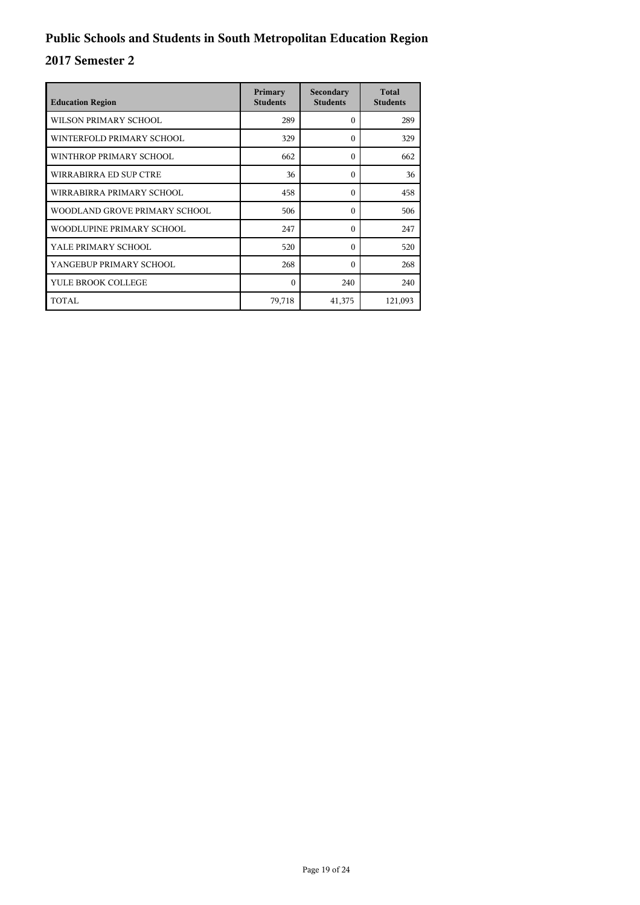# Public Schools and Students in South Metropolitan Education Region

## 2017 Semester 2

| Education Region | Primary Students | Secondary Students | Total Students |
|---|---|---|---|
| WILSON PRIMARY SCHOOL | 289 | 0 | 289 |
| WINTERFOLD PRIMARY SCHOOL | 329 | 0 | 329 |
| WINTHROP PRIMARY SCHOOL | 662 | 0 | 662 |
| WIRRABIRRA ED SUP CTRE | 36 | 0 | 36 |
| WIRRABIRRA PRIMARY SCHOOL | 458 | 0 | 458 |
| WOODLAND GROVE PRIMARY SCHOOL | 506 | 0 | 506 |
| WOODLUPINE PRIMARY SCHOOL | 247 | 0 | 247 |
| YALE PRIMARY SCHOOL | 520 | 0 | 520 |
| YANGEBUP PRIMARY SCHOOL | 268 | 0 | 268 |
| YULE BROOK COLLEGE | 0 | 240 | 240 |
| TOTAL | 79,718 | 41,375 | 121,093 |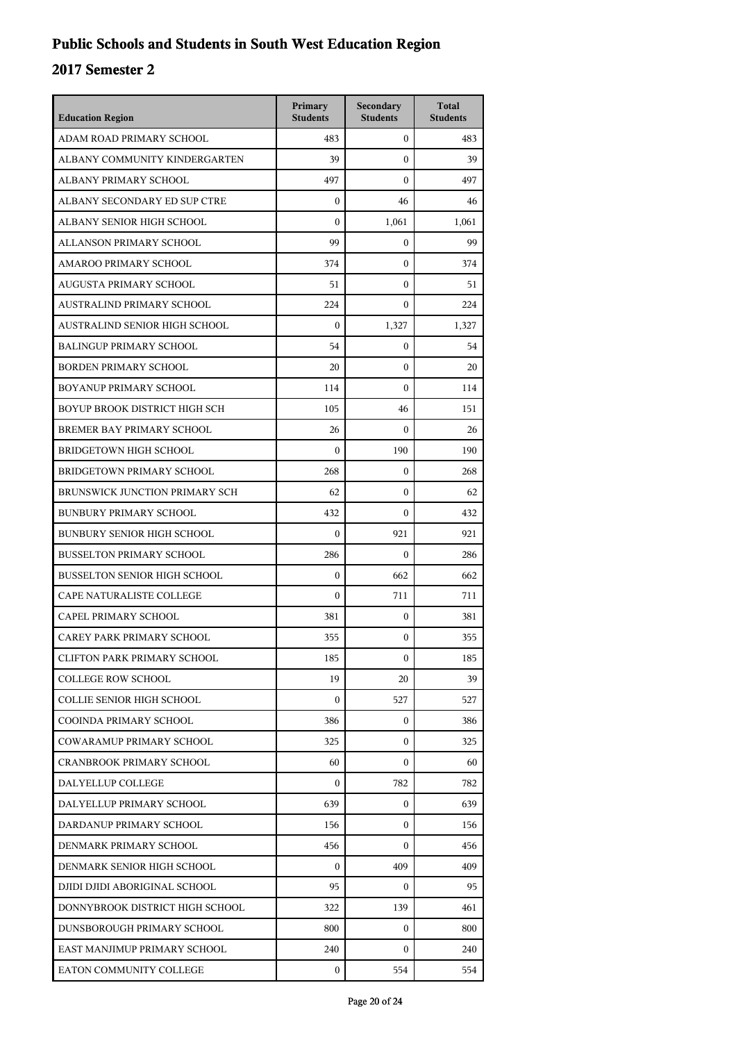# Public Schools and Students in South West Education Region

## 2017 Semester 2

| Education Region | Primary Students | Secondary Students | Total Students |
|---|---|---|---|
| ADAM ROAD PRIMARY SCHOOL | 483 | 0 | 483 |
| ALBANY COMMUNITY KINDERGARTEN | 39 | 0 | 39 |
| ALBANY PRIMARY SCHOOL | 497 | 0 | 497 |
| ALBANY SECONDARY ED SUP CTRE | 0 | 46 | 46 |
| ALBANY SENIOR HIGH SCHOOL | 0 | 1,061 | 1,061 |
| ALLANSON PRIMARY SCHOOL | 99 | 0 | 99 |
| AMAROO PRIMARY SCHOOL | 374 | 0 | 374 |
| AUGUSTA PRIMARY SCHOOL | 51 | 0 | 51 |
| AUSTRALIND PRIMARY SCHOOL | 224 | 0 | 224 |
| AUSTRALIND SENIOR HIGH SCHOOL | 0 | 1,327 | 1,327 |
| BALINGUP PRIMARY SCHOOL | 54 | 0 | 54 |
| BORDEN PRIMARY SCHOOL | 20 | 0 | 20 |
| BOYANUP PRIMARY SCHOOL | 114 | 0 | 114 |
| BOYUP BROOK DISTRICT HIGH SCH | 105 | 46 | 151 |
| BREMER BAY PRIMARY SCHOOL | 26 | 0 | 26 |
| BRIDGETOWN HIGH SCHOOL | 0 | 190 | 190 |
| BRIDGETOWN PRIMARY SCHOOL | 268 | 0 | 268 |
| BRUNSWICK JUNCTION PRIMARY SCH | 62 | 0 | 62 |
| BUNBURY PRIMARY SCHOOL | 432 | 0 | 432 |
| BUNBURY SENIOR HIGH SCHOOL | 0 | 921 | 921 |
| BUSSELTON PRIMARY SCHOOL | 286 | 0 | 286 |
| BUSSELTON SENIOR HIGH SCHOOL | 0 | 662 | 662 |
| CAPE NATURALISTE COLLEGE | 0 | 711 | 711 |
| CAPEL PRIMARY SCHOOL | 381 | 0 | 381 |
| CAREY PARK PRIMARY SCHOOL | 355 | 0 | 355 |
| CLIFTON PARK PRIMARY SCHOOL | 185 | 0 | 185 |
| COLLEGE ROW SCHOOL | 19 | 20 | 39 |
| COLLIE SENIOR HIGH SCHOOL | 0 | 527 | 527 |
| COOINDA PRIMARY SCHOOL | 386 | 0 | 386 |
| COWARAMUP PRIMARY SCHOOL | 325 | 0 | 325 |
| CRANBROOK PRIMARY SCHOOL | 60 | 0 | 60 |
| DALYELLUP COLLEGE | 0 | 782 | 782 |
| DALYELLUP PRIMARY SCHOOL | 639 | 0 | 639 |
| DARDANUP PRIMARY SCHOOL | 156 | 0 | 156 |
| DENMARK PRIMARY SCHOOL | 456 | 0 | 456 |
| DENMARK SENIOR HIGH SCHOOL | 0 | 409 | 409 |
| DJIDI DJIDI ABORIGINAL SCHOOL | 95 | 0 | 95 |
| DONNYBROOK DISTRICT HIGH SCHOOL | 322 | 139 | 461 |
| DUNSBOROUGH PRIMARY SCHOOL | 800 | 0 | 800 |
| EAST MANJIMUP PRIMARY SCHOOL | 240 | 0 | 240 |
| EATON COMMUNITY COLLEGE | 0 | 554 | 554 |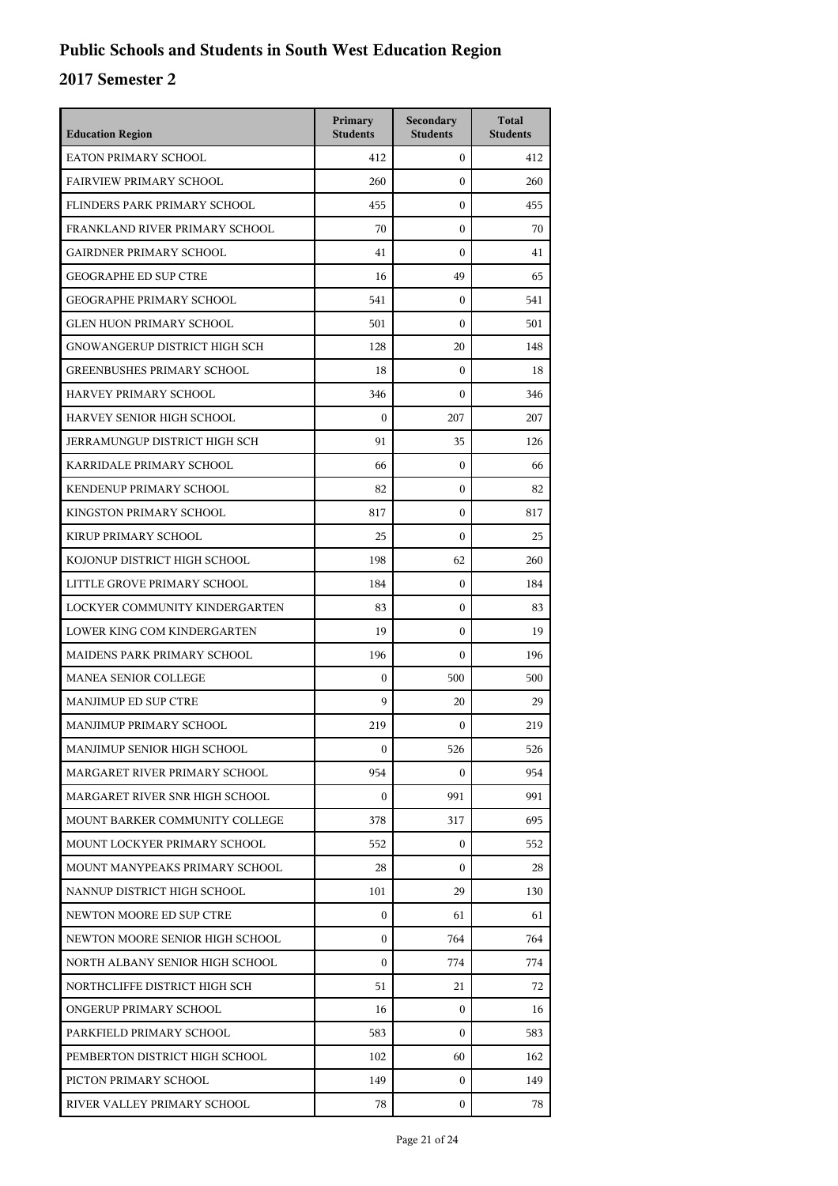# Public Schools and Students in South West Education Region

## 2017 Semester 2

| Education Region | Primary Students | Secondary Students | Total Students |
|---|---|---|---|
| EATON PRIMARY SCHOOL | 412 | 0 | 412 |
| FAIRVIEW PRIMARY SCHOOL | 260 | 0 | 260 |
| FLINDERS PARK PRIMARY SCHOOL | 455 | 0 | 455 |
| FRANKLAND RIVER PRIMARY SCHOOL | 70 | 0 | 70 |
| GAIRDNER PRIMARY SCHOOL | 41 | 0 | 41 |
| GEOGRAPHE ED SUP CTRE | 16 | 49 | 65 |
| GEOGRAPHE PRIMARY SCHOOL | 541 | 0 | 541 |
| GLEN HUON PRIMARY SCHOOL | 501 | 0 | 501 |
| GNOWANGERUP DISTRICT HIGH SCH | 128 | 20 | 148 |
| GREENBUSHES PRIMARY SCHOOL | 18 | 0 | 18 |
| HARVEY PRIMARY SCHOOL | 346 | 0 | 346 |
| HARVEY SENIOR HIGH SCHOOL | 0 | 207 | 207 |
| JERRAMUNGUP DISTRICT HIGH SCH | 91 | 35 | 126 |
| KARRIDALE PRIMARY SCHOOL | 66 | 0 | 66 |
| KENDENUP PRIMARY SCHOOL | 82 | 0 | 82 |
| KINGSTON PRIMARY SCHOOL | 817 | 0 | 817 |
| KIRUP PRIMARY SCHOOL | 25 | 0 | 25 |
| KOJONUP DISTRICT HIGH SCHOOL | 198 | 62 | 260 |
| LITTLE GROVE PRIMARY SCHOOL | 184 | 0 | 184 |
| LOCKYER COMMUNITY KINDERGARTEN | 83 | 0 | 83 |
| LOWER KING COM KINDERGARTEN | 19 | 0 | 19 |
| MAIDENS PARK PRIMARY SCHOOL | 196 | 0 | 196 |
| MANEA SENIOR COLLEGE | 0 | 500 | 500 |
| MANJIMUP ED SUP CTRE | 9 | 20 | 29 |
| MANJIMUP PRIMARY SCHOOL | 219 | 0 | 219 |
| MANJIMUP SENIOR HIGH SCHOOL | 0 | 526 | 526 |
| MARGARET RIVER PRIMARY SCHOOL | 954 | 0 | 954 |
| MARGARET RIVER SNR HIGH SCHOOL | 0 | 991 | 991 |
| MOUNT BARKER COMMUNITY COLLEGE | 378 | 317 | 695 |
| MOUNT LOCKYER PRIMARY SCHOOL | 552 | 0 | 552 |
| MOUNT MANYPEAKS PRIMARY SCHOOL | 28 | 0 | 28 |
| NANNUP DISTRICT HIGH SCHOOL | 101 | 29 | 130 |
| NEWTON MOORE ED SUP CTRE | 0 | 61 | 61 |
| NEWTON MOORE SENIOR HIGH SCHOOL | 0 | 764 | 764 |
| NORTH ALBANY SENIOR HIGH SCHOOL | 0 | 774 | 774 |
| NORTHCLIFFE DISTRICT HIGH SCH | 51 | 21 | 72 |
| ONGERUP PRIMARY SCHOOL | 16 | 0 | 16 |
| PARKFIELD PRIMARY SCHOOL | 583 | 0 | 583 |
| PEMBERTON DISTRICT HIGH SCHOOL | 102 | 60 | 162 |
| PICTON PRIMARY SCHOOL | 149 | 0 | 149 |
| RIVER VALLEY PRIMARY SCHOOL | 78 | 0 | 78 |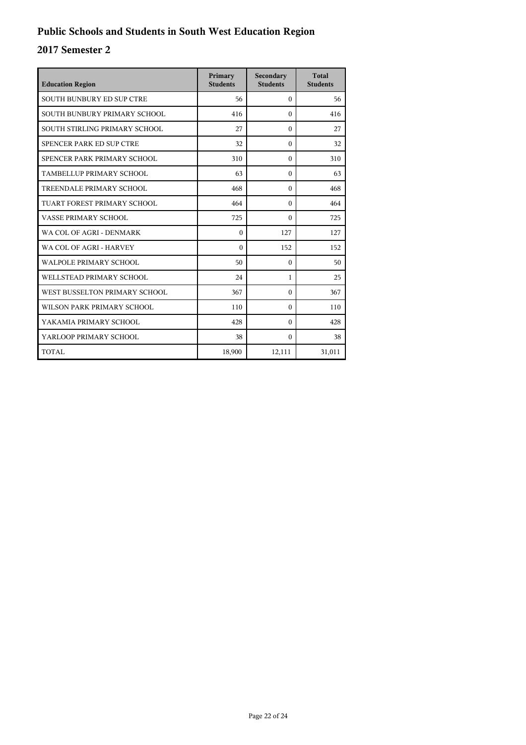# Public Schools and Students in South West Education Region

## 2017 Semester 2

| Education Region | Primary Students | Secondary Students | Total Students |
|---|---|---|---|
| SOUTH BUNBURY ED SUP CTRE | 56 | 0 | 56 |
| SOUTH BUNBURY PRIMARY SCHOOL | 416 | 0 | 416 |
| SOUTH STIRLING PRIMARY SCHOOL | 27 | 0 | 27 |
| SPENCER PARK ED SUP CTRE | 32 | 0 | 32 |
| SPENCER PARK PRIMARY SCHOOL | 310 | 0 | 310 |
| TAMBELLUP PRIMARY SCHOOL | 63 | 0 | 63 |
| TREENDALE PRIMARY SCHOOL | 468 | 0 | 468 |
| TUART FOREST PRIMARY SCHOOL | 464 | 0 | 464 |
| VASSE PRIMARY SCHOOL | 725 | 0 | 725 |
| WA COL OF AGRI - DENMARK | 0 | 127 | 127 |
| WA COL OF AGRI - HARVEY | 0 | 152 | 152 |
| WALPOLE PRIMARY SCHOOL | 50 | 0 | 50 |
| WELLSTEAD PRIMARY SCHOOL | 24 | 1 | 25 |
| WEST BUSSELTON PRIMARY SCHOOL | 367 | 0 | 367 |
| WILSON PARK PRIMARY SCHOOL | 110 | 0 | 110 |
| YAKAMIA PRIMARY SCHOOL | 428 | 0 | 428 |
| YARLOOP PRIMARY SCHOOL | 38 | 0 | 38 |
| TOTAL | 18,900 | 12,111 | 31,011 |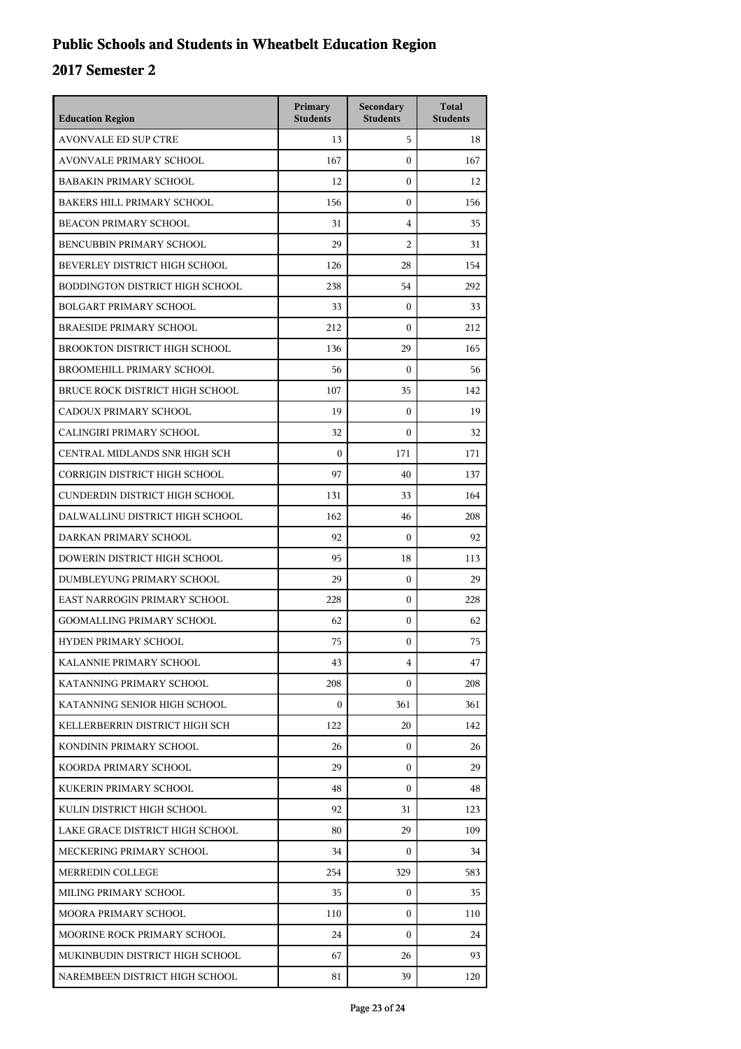# Public Schools and Students in Wheatbelt Education Region

## 2017 Semester 2

| Education Region | Primary Students | Secondary Students | Total Students |
|---|---|---|---|
| AVONVALE ED SUP CTRE | 13 | 5 | 18 |
| AVONVALE PRIMARY SCHOOL | 167 | 0 | 167 |
| BABAKIN PRIMARY SCHOOL | 12 | 0 | 12 |
| BAKERS HILL PRIMARY SCHOOL | 156 | 0 | 156 |
| BEACON PRIMARY SCHOOL | 31 | 4 | 35 |
| BENCUBBIN PRIMARY SCHOOL | 29 | 2 | 31 |
| BEVERLEY DISTRICT HIGH SCHOOL | 126 | 28 | 154 |
| BODDINGTON DISTRICT HIGH SCHOOL | 238 | 54 | 292 |
| BOLGART PRIMARY SCHOOL | 33 | 0 | 33 |
| BRAESIDE PRIMARY SCHOOL | 212 | 0 | 212 |
| BROOKTON DISTRICT HIGH SCHOOL | 136 | 29 | 165 |
| BROOMEHILL PRIMARY SCHOOL | 56 | 0 | 56 |
| BRUCE ROCK DISTRICT HIGH SCHOOL | 107 | 35 | 142 |
| CADOUX PRIMARY SCHOOL | 19 | 0 | 19 |
| CALINGIRI PRIMARY SCHOOL | 32 | 0 | 32 |
| CENTRAL MIDLANDS SNR HIGH SCH | 0 | 171 | 171 |
| CORRIGIN DISTRICT HIGH SCHOOL | 97 | 40 | 137 |
| CUNDERDIN DISTRICT HIGH SCHOOL | 131 | 33 | 164 |
| DALWALLINU DISTRICT HIGH SCHOOL | 162 | 46 | 208 |
| DARKAN PRIMARY SCHOOL | 92 | 0 | 92 |
| DOWERIN DISTRICT HIGH SCHOOL | 95 | 18 | 113 |
| DUMBLEYUNG PRIMARY SCHOOL | 29 | 0 | 29 |
| EAST NARROGIN PRIMARY SCHOOL | 228 | 0 | 228 |
| GOOMALLING PRIMARY SCHOOL | 62 | 0 | 62 |
| HYDEN PRIMARY SCHOOL | 75 | 0 | 75 |
| KALANNIE PRIMARY SCHOOL | 43 | 4 | 47 |
| KATANNING PRIMARY SCHOOL | 208 | 0 | 208 |
| KATANNING SENIOR HIGH SCHOOL | 0 | 361 | 361 |
| KELLERBERRIN DISTRICT HIGH SCH | 122 | 20 | 142 |
| KONDININ PRIMARY SCHOOL | 26 | 0 | 26 |
| KOORDA PRIMARY SCHOOL | 29 | 0 | 29 |
| KUKERIN PRIMARY SCHOOL | 48 | 0 | 48 |
| KULIN DISTRICT HIGH SCHOOL | 92 | 31 | 123 |
| LAKE GRACE DISTRICT HIGH SCHOOL | 80 | 29 | 109 |
| MECKERING PRIMARY SCHOOL | 34 | 0 | 34 |
| MERREDIN COLLEGE | 254 | 329 | 583 |
| MILING PRIMARY SCHOOL | 35 | 0 | 35 |
| MOORA PRIMARY SCHOOL | 110 | 0 | 110 |
| MOORINE ROCK PRIMARY SCHOOL | 24 | 0 | 24 |
| MUKINBUDIN DISTRICT HIGH SCHOOL | 67 | 26 | 93 |
| NAREMBEEN DISTRICT HIGH SCHOOL | 81 | 39 | 120 |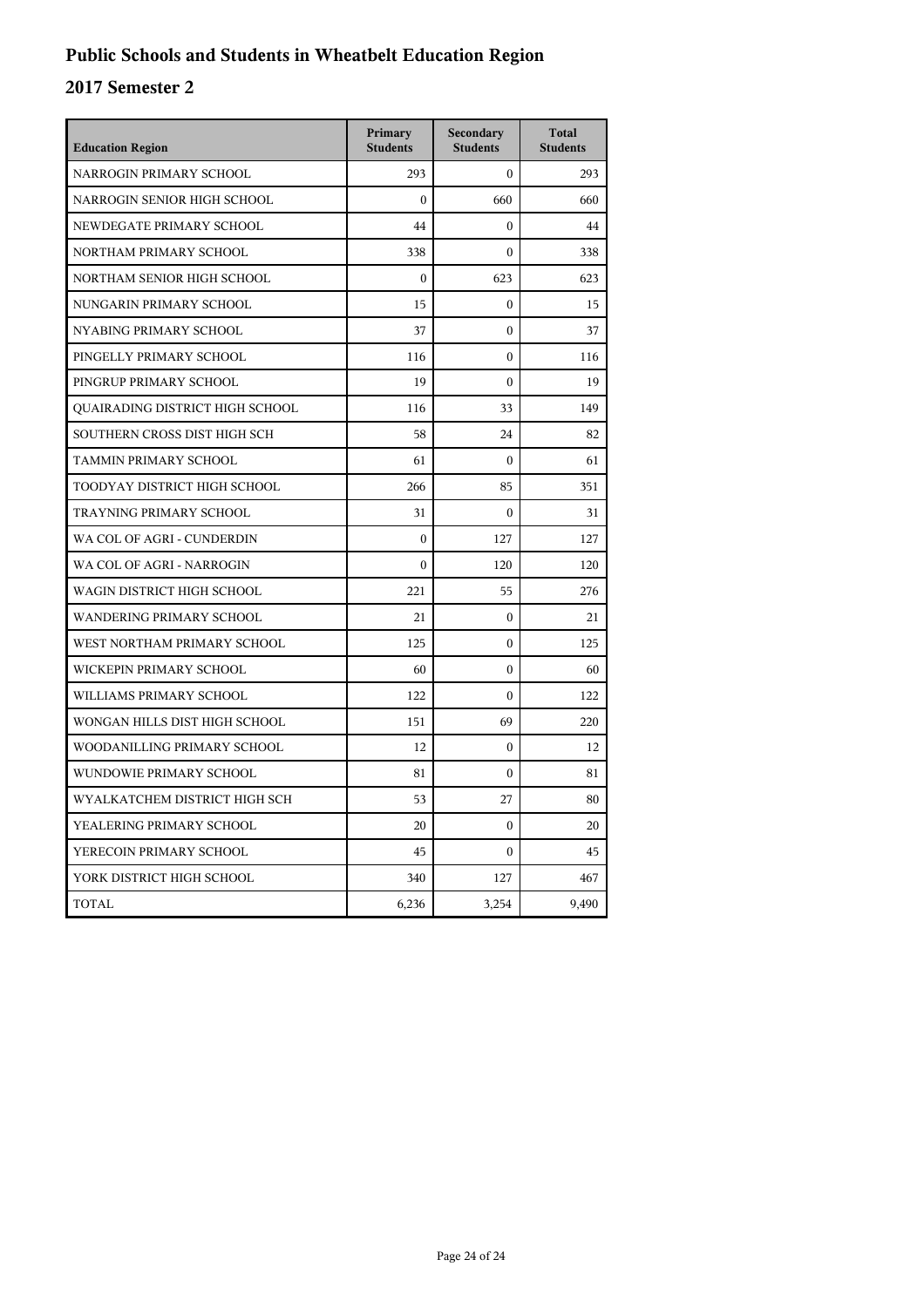# Public Schools and Students in Wheatbelt Education Region

## 2017 Semester 2

| Education Region | Primary Students | Secondary Students | Total Students |
| --- | --- | --- | --- |
| NARROGIN PRIMARY SCHOOL | 293 | 0 | 293 |
| NARROGIN SENIOR HIGH SCHOOL | 0 | 660 | 660 |
| NEWDEGATE PRIMARY SCHOOL | 44 | 0 | 44 |
| NORTHAM PRIMARY SCHOOL | 338 | 0 | 338 |
| NORTHAM SENIOR HIGH SCHOOL | 0 | 623 | 623 |
| NUNGARIN PRIMARY SCHOOL | 15 | 0 | 15 |
| NYABING PRIMARY SCHOOL | 37 | 0 | 37 |
| PINGELLY PRIMARY SCHOOL | 116 | 0 | 116 |
| PINGRUP PRIMARY SCHOOL | 19 | 0 | 19 |
| QUAIRADING DISTRICT HIGH SCHOOL | 116 | 33 | 149 |
| SOUTHERN CROSS DIST HIGH SCH | 58 | 24 | 82 |
| TAMMIN PRIMARY SCHOOL | 61 | 0 | 61 |
| TOODYAY DISTRICT HIGH SCHOOL | 266 | 85 | 351 |
| TRAYNING PRIMARY SCHOOL | 31 | 0 | 31 |
| WA COL OF AGRI - CUNDERDIN | 0 | 127 | 127 |
| WA COL OF AGRI - NARROGIN | 0 | 120 | 120 |
| WAGIN DISTRICT HIGH SCHOOL | 221 | 55 | 276 |
| WANDERING PRIMARY SCHOOL | 21 | 0 | 21 |
| WEST NORTHAM PRIMARY SCHOOL | 125 | 0 | 125 |
| WICKEPIN PRIMARY SCHOOL | 60 | 0 | 60 |
| WILLIAMS PRIMARY SCHOOL | 122 | 0 | 122 |
| WONGAN HILLS DIST HIGH SCHOOL | 151 | 69 | 220 |
| WOODANILLING PRIMARY SCHOOL | 12 | 0 | 12 |
| WUNDOWIE PRIMARY SCHOOL | 81 | 0 | 81 |
| WYALKATCHEM DISTRICT HIGH SCH | 53 | 27 | 80 |
| YEALERING PRIMARY SCHOOL | 20 | 0 | 20 |
| YERECOIN PRIMARY SCHOOL | 45 | 0 | 45 |
| YORK DISTRICT HIGH SCHOOL | 340 | 127 | 467 |
| TOTAL | 6,236 | 3,254 | 9,490 |